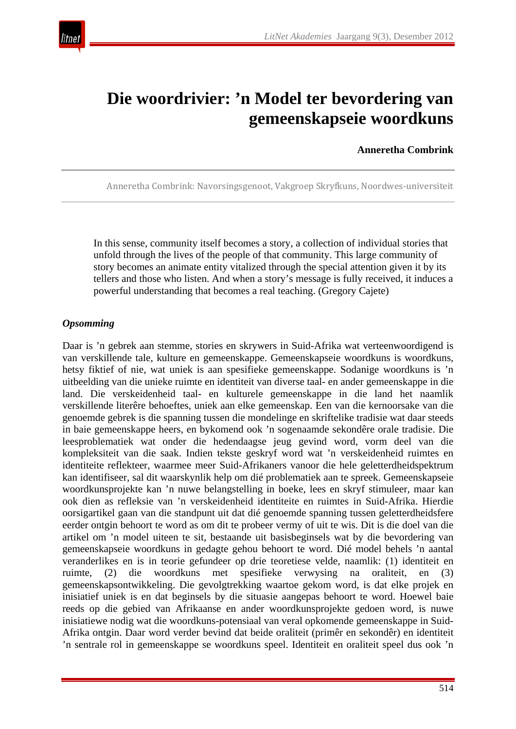# Die woordrivier: ’n Model ter bevordering van gemeenskapseie woordkuns

**Anneretha Combrink**

Anneretha Combrink: Navorsingsgenoot, Vakgroep Skryfkuns, Noordwes-universiteit

> In this sense, community itself becomes a story, a collection of individual stories that unfold through the lives of the people of that community. This large community of story becomes an animate entity vitalized through the special attention given it by its tellers and those who listen. And when a story’s message is fully received, it induces a powerful understanding that becomes a real teaching. (Gregory Cajete)

***Opsomming***

Daar is ’n gebrek aan stemme, stories en skrywers in Suid-Afrika wat verteenwoordigend is van verskillende tale, kulture en gemeenskappe. Gemeenskapseie woordkuns is woordkuns, hetsy fiktief of nie, wat uniek is aan spesifieke gemeenskappe. Sodanige woordkuns is ’n uitbeelding van die unieke ruimte en identiteit van diverse taal- en ander gemeenskappe in die land. Die verskeidenheid taal- en kulturele gemeenskappe in die land het naamlik verskillende literêre behoeftes, uniek aan elke gemeenskap. Een van die kernoorsake van die genoemde gebrek is die spanning tussen die mondelinge en skriftelike tradisie wat daar steeds in baie gemeenskappe heers, en bykomend ook ’n sogenaamde sekondêre orale tradisie. Die leesproblematiek wat onder die hedendaagse jeug gevind word, vorm deel van die kompleksiteit van die saak. Indien tekste geskryf word wat ’n verskeidenheid ruimtes en identiteite reflekteer, waarmee meer Suid-Afrikaners vanoor die hele geletterdheidspektrum kan identifiseer, sal dit waarskynlik help om dié problematiek aan te spreek. Gemeenskapseie woordkunsprojekte kan ’n nuwe belangstelling in boeke, lees en skryf stimuleer, maar kan ook dien as refleksie van ’n verskeidenheid identiteite en ruimtes in Suid-Afrika. Hierdie oorsigartikel gaan van die standpunt uit dat dié genoemde spanning tussen geletterdheidsfere eerder ontgin behoort te word as om dit te probeer vermy of uit te wis. Dit is die doel van die artikel om ’n model uiteen te sit, bestaande uit basisbeginsels wat by die bevordering van gemeenskapseie woordkuns in gedagte gehou behoort te word. Dié model behels ’n aantal veranderlikes en is in teorie gefundeer op drie teoretiese velde, naamlik: (1) identiteit en ruimte, (2) die woordkuns met spesifieke verwysing na oraliteit, en (3) gemeenskapsontwikkeling. Die gevolgtrekking waartoe gekom word, is dat elke projek en inisiatief uniek is en dat beginsels by die situasie aangepas behoort te word. Hoewel baie reeds op die gebied van Afrikaanse en ander woordkunsprojekte gedoen word, is nuwe inisiatiewe nodig wat die woordkuns-potensiaal van veral opkomende gemeenskappe in Suid-Afrika ontgin. Daar word verder bevind dat beide oraliteit (primêr en sekondêr) en identiteit ’n sentrale rol in gemeenskappe se woordkuns speel. Identiteit en oraliteit speel dus ook ’n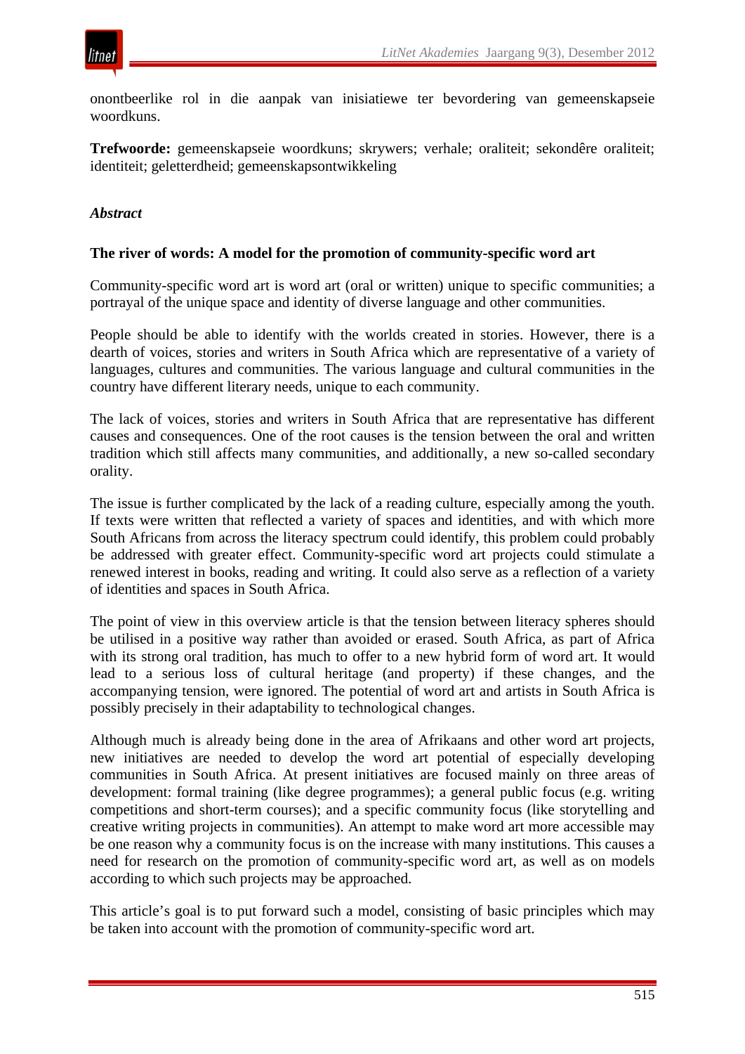onontbeerlike rol in die aanpak van inisiatiewe ter bevordering van gemeenskapseie woordkuns.

**Trefwoorde:** gemeenskapseie woordkuns; skrywers; verhale; oraliteit; sekondêre oraliteit; identiteit; geletterdheid; gemeenskapsontwikkeling

***Abstract***

**The river of words: A model for the promotion of community-specific word art**

Community-specific word art is word art (oral or written) unique to specific communities; a portrayal of the unique space and identity of diverse language and other communities.

People should be able to identify with the worlds created in stories. However, there is a dearth of voices, stories and writers in South Africa which are representative of a variety of languages, cultures and communities. The various language and cultural communities in the country have different literary needs, unique to each community.

The lack of voices, stories and writers in South Africa that are representative has different causes and consequences. One of the root causes is the tension between the oral and written tradition which still affects many communities, and additionally, a new so-called secondary orality.

The issue is further complicated by the lack of a reading culture, especially among the youth. If texts were written that reflected a variety of spaces and identities, and with which more South Africans from across the literacy spectrum could identify, this problem could probably be addressed with greater effect. Community-specific word art projects could stimulate a renewed interest in books, reading and writing. It could also serve as a reflection of a variety of identities and spaces in South Africa.

The point of view in this overview article is that the tension between literacy spheres should be utilised in a positive way rather than avoided or erased. South Africa, as part of Africa with its strong oral tradition, has much to offer to a new hybrid form of word art. It would lead to a serious loss of cultural heritage (and property) if these changes, and the accompanying tension, were ignored. The potential of word art and artists in South Africa is possibly precisely in their adaptability to technological changes.

Although much is already being done in the area of Afrikaans and other word art projects, new initiatives are needed to develop the word art potential of especially developing communities in South Africa. At present initiatives are focused mainly on three areas of development: formal training (like degree programmes); a general public focus (e.g. writing competitions and short-term courses); and a specific community focus (like storytelling and creative writing projects in communities). An attempt to make word art more accessible may be one reason why a community focus is on the increase with many institutions. This causes a need for research on the promotion of community-specific word art, as well as on models according to which such projects may be approached.

This article's goal is to put forward such a model, consisting of basic principles which may be taken into account with the promotion of community-specific word art.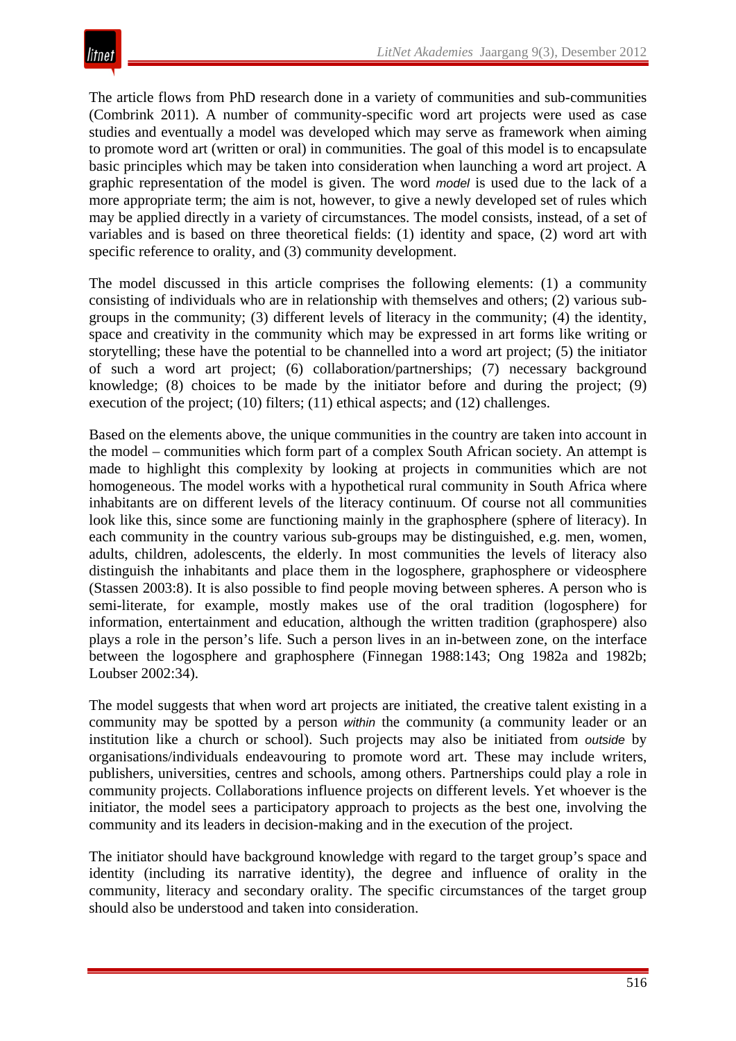The article flows from PhD research done in a variety of communities and sub-communities (Combrink 2011). A number of community-specific word art projects were used as case studies and eventually a model was developed which may serve as framework when aiming to promote word art (written or oral) in communities. The goal of this model is to encapsulate basic principles which may be taken into consideration when launching a word art project. A graphic representation of the model is given. The word *model* is used due to the lack of a more appropriate term; the aim is not, however, to give a newly developed set of rules which may be applied directly in a variety of circumstances. The model consists, instead, of a set of variables and is based on three theoretical fields: (1) identity and space, (2) word art with specific reference to orality, and (3) community development.

The model discussed in this article comprises the following elements: (1) a community consisting of individuals who are in relationship with themselves and others; (2) various sub-groups in the community; (3) different levels of literacy in the community; (4) the identity, space and creativity in the community which may be expressed in art forms like writing or storytelling; these have the potential to be channelled into a word art project; (5) the initiator of such a word art project; (6) collaboration/partnerships; (7) necessary background knowledge; (8) choices to be made by the initiator before and during the project; (9) execution of the project; (10) filters; (11) ethical aspects; and (12) challenges.

Based on the elements above, the unique communities in the country are taken into account in the model – communities which form part of a complex South African society. An attempt is made to highlight this complexity by looking at projects in communities which are not homogeneous. The model works with a hypothetical rural community in South Africa where inhabitants are on different levels of the literacy continuum. Of course not all communities look like this, since some are functioning mainly in the graphosphere (sphere of literacy). In each community in the country various sub-groups may be distinguished, e.g. men, women, adults, children, adolescents, the elderly. In most communities the levels of literacy also distinguish the inhabitants and place them in the logosphere, graphosphere or videosphere (Stassen 2003:8). It is also possible to find people moving between spheres. A person who is semi-literate, for example, mostly makes use of the oral tradition (logosphere) for information, entertainment and education, although the written tradition (graphospere) also plays a role in the person's life. Such a person lives in an in-between zone, on the interface between the logosphere and graphosphere (Finnegan 1988:143; Ong 1982a and 1982b; Loubser 2002:34).

The model suggests that when word art projects are initiated, the creative talent existing in a community may be spotted by a person *within* the community (a community leader or an institution like a church or school). Such projects may also be initiated from *outside* by organisations/individuals endeavouring to promote word art. These may include writers, publishers, universities, centres and schools, among others. Partnerships could play a role in community projects. Collaborations influence projects on different levels. Yet whoever is the initiator, the model sees a participatory approach to projects as the best one, involving the community and its leaders in decision-making and in the execution of the project.

The initiator should have background knowledge with regard to the target group's space and identity (including its narrative identity), the degree and influence of orality in the community, literacy and secondary orality. The specific circumstances of the target group should also be understood and taken into consideration.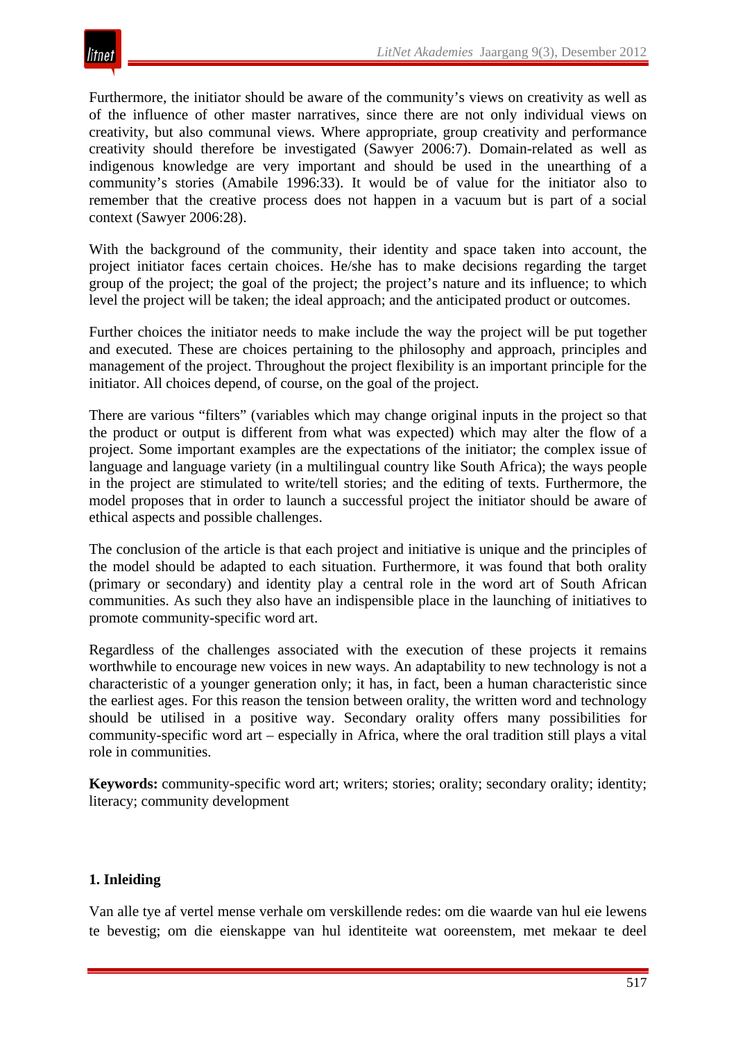Furthermore, the initiator should be aware of the community's views on creativity as well as of the influence of other master narratives, since there are not only individual views on creativity, but also communal views. Where appropriate, group creativity and performance creativity should therefore be investigated (Sawyer 2006:7). Domain-related as well as indigenous knowledge are very important and should be used in the unearthing of a community's stories (Amabile 1996:33). It would be of value for the initiator also to remember that the creative process does not happen in a vacuum but is part of a social context (Sawyer 2006:28).

With the background of the community, their identity and space taken into account, the project initiator faces certain choices. He/she has to make decisions regarding the target group of the project; the goal of the project; the project's nature and its influence; to which level the project will be taken; the ideal approach; and the anticipated product or outcomes.

Further choices the initiator needs to make include the way the project will be put together and executed. These are choices pertaining to the philosophy and approach, principles and management of the project. Throughout the project flexibility is an important principle for the initiator. All choices depend, of course, on the goal of the project.

There are various "filters" (variables which may change original inputs in the project so that the product or output is different from what was expected) which may alter the flow of a project. Some important examples are the expectations of the initiator; the complex issue of language and language variety (in a multilingual country like South Africa); the ways people in the project are stimulated to write/tell stories; and the editing of texts. Furthermore, the model proposes that in order to launch a successful project the initiator should be aware of ethical aspects and possible challenges.

The conclusion of the article is that each project and initiative is unique and the principles of the model should be adapted to each situation. Furthermore, it was found that both orality (primary or secondary) and identity play a central role in the word art of South African communities. As such they also have an indispensible place in the launching of initiatives to promote community-specific word art.

Regardless of the challenges associated with the execution of these projects it remains worthwhile to encourage new voices in new ways. An adaptability to new technology is not a characteristic of a younger generation only; it has, in fact, been a human characteristic since the earliest ages. For this reason the tension between orality, the written word and technology should be utilised in a positive way. Secondary orality offers many possibilities for community-specific word art – especially in Africa, where the oral tradition still plays a vital role in communities.

**Keywords:** community-specific word art; writers; stories; orality; secondary orality; identity; literacy; community development

## 1. Inleiding

Van alle tye af vertel mense verhale om verskillende redes: om die waarde van hul eie lewens te bevestig; om die eienskappe van hul identiteite wat ooreenstem, met mekaar te deel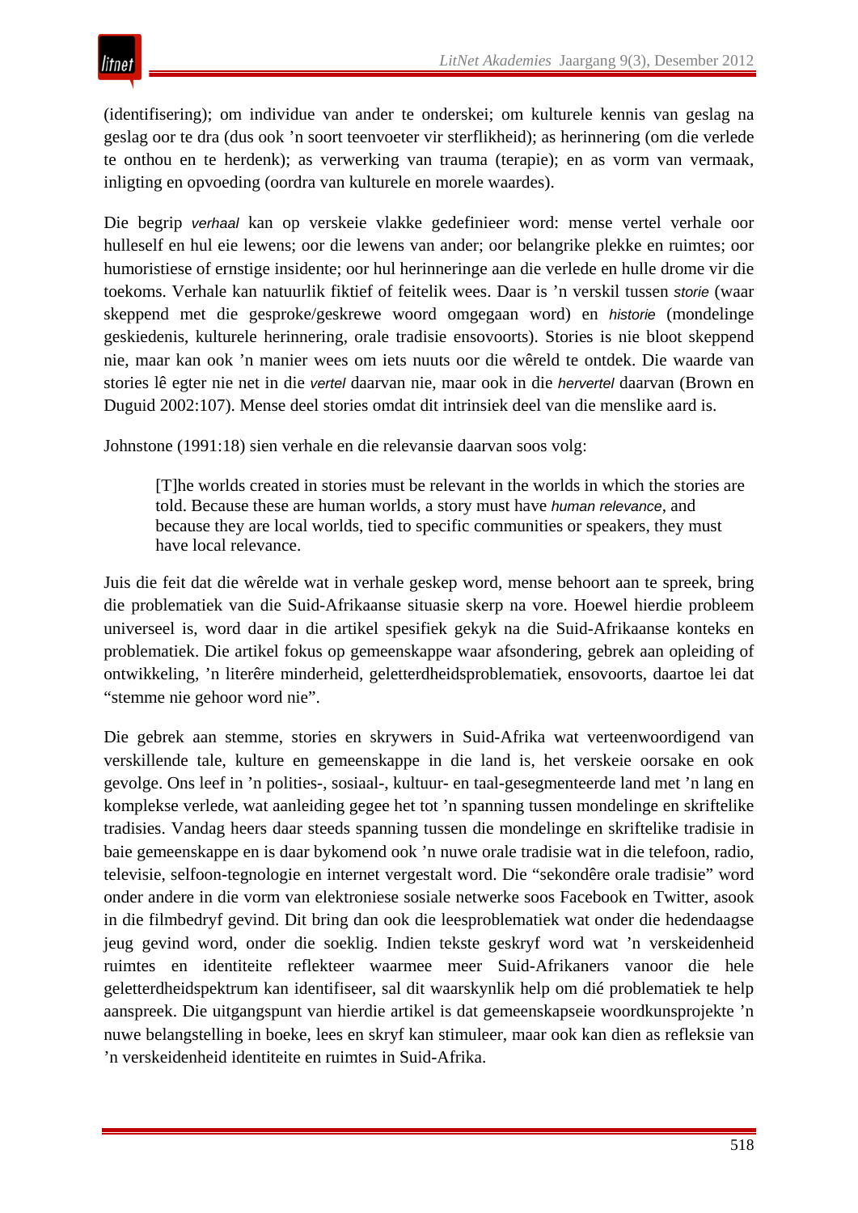(identifisering); om individue van ander te onderskei; om kulturele kennis van geslag na geslag oor te dra (dus ook ’n soort teenvoeter vir sterflikheid); as herinnering (om die verlede te onthou en te herdenk); as verwerking van trauma (terapie); en as vorm van vermaak, inligting en opvoeding (oordra van kulturele en morele waardes).

Die begrip *verhaal* kan op verskeie vlakke gedefinieer word: mense vertel verhale oor hulleself en hul eie lewens; oor die lewens van ander; oor belangrike plekke en ruimtes; oor humoristiese of ernstige insidente; oor hul herinneringe aan die verlede en hulle drome vir die toekoms. Verhale kan natuurlik fiktief of feitelik wees. Daar is ’n verskil tussen *storie* (waar skeppend met die gesproke/geskrewe woord omgegaan word) en *historie* (mondelinge geskiedenis, kulturele herinnering, orale tradisie ensovoorts). Stories is nie bloot skeppend nie, maar kan ook ’n manier wees om iets nuuts oor die wêreld te ontdek. Die waarde van stories lê egter nie net in die *vertel* daarvan nie, maar ook in die *hervertel* daarvan (Brown en Duguid 2002:107). Mense deel stories omdat dit intrinsiek deel van die menslike aard is.

Johnstone (1991:18) sien verhale en die relevansie daarvan soos volg:

> [T]he worlds created in stories must be relevant in the worlds in which the stories are told. Because these are human worlds, a story must have *human relevance*, and because they are local worlds, tied to specific communities or speakers, they must have local relevance.

Juis die feit dat die wêrelde wat in verhale geskep word, mense behoort aan te spreek, bring die problematiek van die Suid-Afrikaanse situasie skerp na vore. Hoewel hierdie probleem universeel is, word daar in die artikel spesifiek gekyk na die Suid-Afrikaanse konteks en problematiek. Die artikel fokus op gemeenskappe waar afsondering, gebrek aan opleiding of ontwikkeling, ’n literêre minderheid, geletterdheidsproblematiek, ensovoorts, daartoe lei dat “stemme nie gehoor word nie”.

Die gebrek aan stemme, stories en skrywers in Suid-Afrika wat verteenwoordigend van verskillende tale, kulture en gemeenskappe in die land is, het verskeie oorsake en ook gevolge. Ons leef in ’n polities-, sosiaal-, kultuur- en taal-gesegmenteerde land met ’n lang en komplekse verlede, wat aanleiding gegee het tot ’n spanning tussen mondelinge en skriftelike tradisies. Vandag heers daar steeds spanning tussen die mondelinge en skriftelike tradisie in baie gemeenskappe en is daar bykomend ook ’n nuwe orale tradisie wat in die telefoon, radio, televisie, selfoon-tegnologie en internet vergestalt word. Die “sekondêre orale tradisie” word onder andere in die vorm van elektroniese sosiale netwerke soos Facebook en Twitter, asook in die filmbedryf gevind. Dit bring dan ook die leesproblematiek wat onder die hedendaagse jeug gevind word, onder die soeklig. Indien tekste geskryf word wat ’n verskeidenheid ruimtes en identiteite reflekteer waarmee meer Suid-Afrikaners vanoor die hele geletterdheidspektrum kan identifiseer, sal dit waarskynlik help om dié problematiek te help aanspreek. Die uitgangspunt van hierdie artikel is dat gemeenskapseie woordkunsprojekte ’n nuwe belangstelling in boeke, lees en skryf kan stimuleer, maar ook kan dien as refleksie van ’n verskeidenheid identiteite en ruimtes in Suid-Afrika.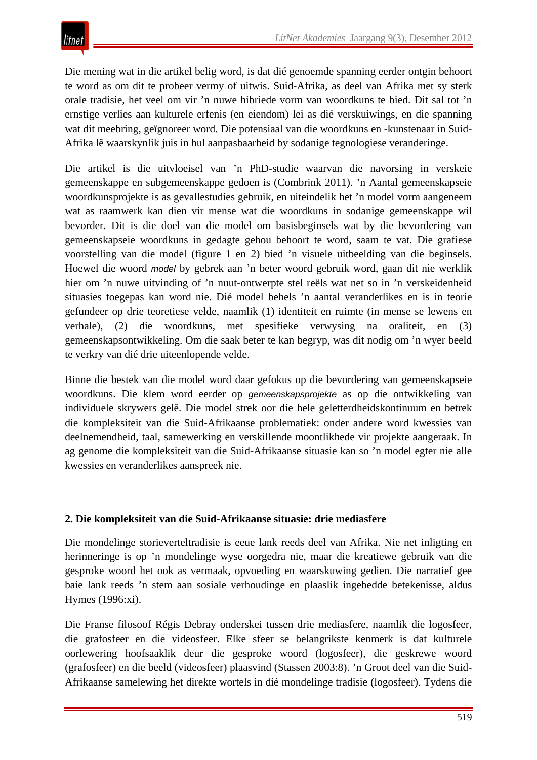Die mening wat in die artikel belig word, is dat dié genoemde spanning eerder ontgin behoort te word as om dit te probeer vermy of uitwis. Suid-Afrika, as deel van Afrika met sy sterk orale tradisie, het veel om vir ’n nuwe hibriede vorm van woordkuns te bied. Dit sal tot ’n ernstige verlies aan kulturele erfenis (en eiendom) lei as dié verskuiwings, en die spanning wat dit meebring, geïgnoreer word. Die potensiaal van die woordkuns en -kunstenaar in Suid-Afrika lê waarskynlik juis in hul aanpasbaarheid by sodanige tegnologiese veranderinge.

Die artikel is die uitvloeisel van ’n PhD-studie waarvan die navorsing in verskeie gemeenskappe en subgemeenskappe gedoen is (Combrink 2011). ’n Aantal gemeenskapseie woordkunsprojekte is as gevallestudies gebruik, en uiteindelik het ’n model vorm aangeneem wat as raamwerk kan dien vir mense wat die woordkuns in sodanige gemeenskappe wil bevorder. Dit is die doel van die model om basisbeginsels wat by die bevordering van gemeenskapseie woordkuns in gedagte gehou behoort te word, saam te vat. Die grafiese voorstelling van die model (figure 1 en 2) bied ’n visuele uitbeelding van die beginsels. Hoewel die woord *model* by gebrek aan ’n beter woord gebruik word, gaan dit nie werklik hier om ’n nuwe uitvinding of ’n nuut-ontwerpte stel reëls wat net so in ’n verskeidenheid situasies toegepas kan word nie. Dié model behels ’n aantal veranderlikes en is in teorie gefundeer op drie teoretiese velde, naamlik (1) identiteit en ruimte (in mense se lewens en verhale), (2) die woordkuns, met spesifieke verwysing na oraliteit, en (3) gemeenskapsontwikkeling. Om die saak beter te kan begryp, was dit nodig om ’n wyer beeld te verkry van dié drie uiteenlopende velde.

Binne die bestek van die model word daar gefokus op die bevordering van gemeenskapseie woordkuns. Die klem word eerder op *gemeenskapsprojekte* as op die ontwikkeling van individuele skrywers gelê. Die model strek oor die hele geletterdheidskontinuum en betrek die kompleksiteit van die Suid-Afrikaanse problematiek: onder andere word kwessies van deelnemendheid, taal, samewerking en verskillende moontlikhede vir projekte aangeraak. In ag genome die kompleksiteit van die Suid-Afrikaanse situasie kan so ’n model egter nie alle kwessies en veranderlikes aanspreek nie.

## 2. Die kompleksiteit van die Suid-Afrikaanse situasie: drie mediasfere

Die mondelinge storieverteltradisie is eeue lank reeds deel van Afrika. Nie net inligting en herinneringe is op ’n mondelinge wyse oorgedra nie, maar die kreatiewe gebruik van die gesproke woord het ook as vermaak, opvoeding en waarskuwing gedien. Die narratief gee baie lank reeds ’n stem aan sosiale verhoudinge en plaaslik ingebedde betekenisse, aldus Hymes (1996:xi).

Die Franse filosoof Régis Debray onderskei tussen drie mediasfere, naamlik die logosfeer, die grafosfeer en die videosfeer. Elke sfeer se belangrikste kenmerk is dat kulturele oorlewering hoofsaaklik deur die gesproke woord (logosfeer), die geskrewe woord (grafosfeer) en die beeld (videosfeer) plaasvind (Stassen 2003:8). ’n Groot deel van die Suid-Afrikaanse samelewing het direkte wortels in dié mondelinge tradisie (logosfeer). Tydens die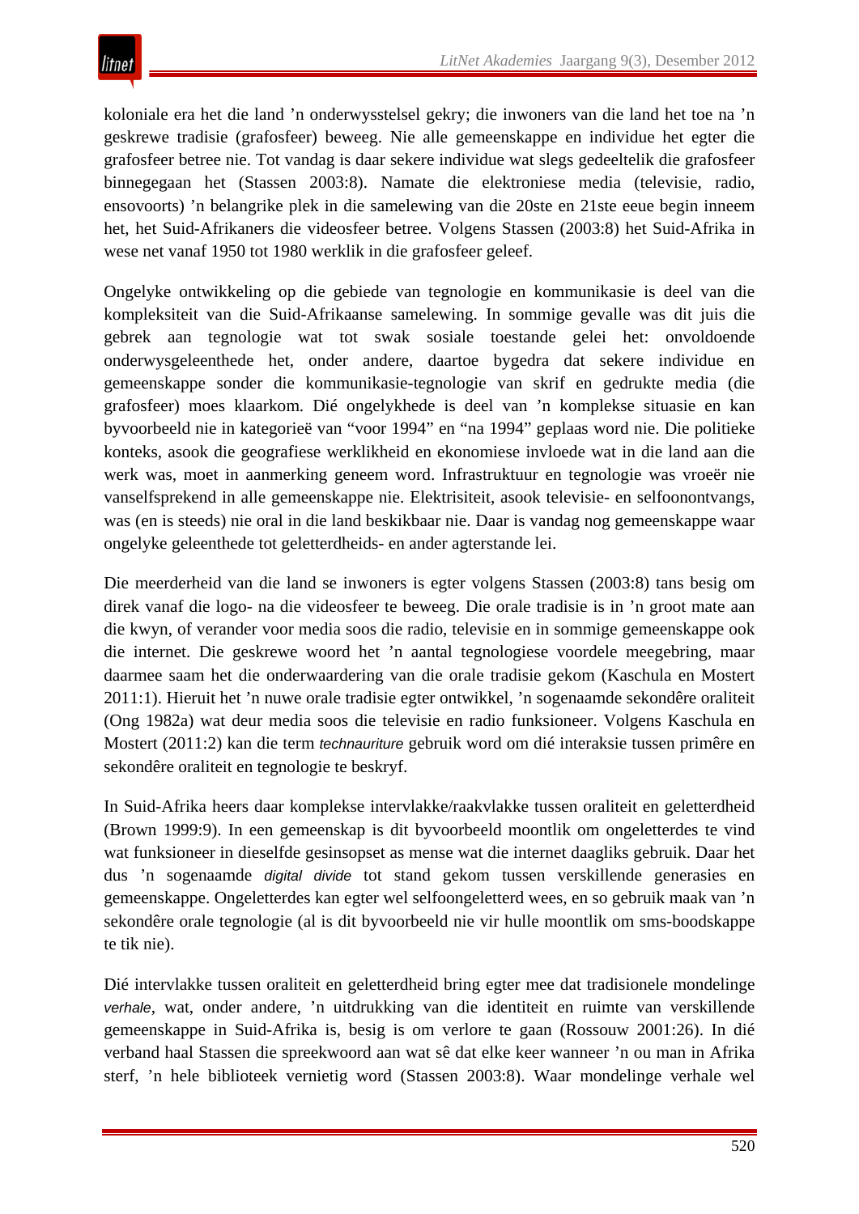koloniale era het die land ’n onderwysstelsel gekry; die inwoners van die land het toe na ’n geskrewe tradisie (grafosfeer) beweeg. Nie alle gemeenskappe en individue het egter die grafosfeer betree nie. Tot vandag is daar sekere individue wat slegs gedeeltelik die grafosfeer binnegegaan het (Stassen 2003:8). Namate die elektroniese media (televisie, radio, ensovoorts) ’n belangrike plek in die samelewing van die 20ste en 21ste eeue begin inneem het, het Suid-Afrikaners die videosfeer betree. Volgens Stassen (2003:8) het Suid-Afrika in wese net vanaf 1950 tot 1980 werklik in die grafosfeer geleef.

Ongelyke ontwikkeling op die gebiede van tegnologie en kommunikasie is deel van die kompleksiteit van die Suid-Afrikaanse samelewing. In sommige gevalle was dit juis die gebrek aan tegnologie wat tot swak sosiale toestande gelei het: onvoldoende onderwysgeleenthede het, onder andere, daartoe bygedra dat sekere individue en gemeenskappe sonder die kommunikasie-tegnologie van skrif en gedrukte media (die grafosfeer) moes klaarkom. Dié ongelykhede is deel van ’n komplekse situasie en kan byvoorbeeld nie in kategorieë van “voor 1994” en “na 1994” geplaas word nie. Die politieke konteks, asook die geografiese werklikheid en ekonomiese invloede wat in die land aan die werk was, moet in aanmerking geneem word. Infrastruktuur en tegnologie was vroeër nie vanselfsprekend in alle gemeenskappe nie. Elektrisiteit, asook televisie- en selfoonontvangs, was (en is steeds) nie oral in die land beskikbaar nie. Daar is vandag nog gemeenskappe waar ongelyke geleenthede tot geletterdheids- en ander agterstande lei.

Die meerderheid van die land se inwoners is egter volgens Stassen (2003:8) tans besig om direk vanaf die logo- na die videosfeer te beweeg. Die orale tradisie is in ’n groot mate aan die kwyn, of verander voor media soos die radio, televisie en in sommige gemeenskappe ook die internet. Die geskrewe woord het ’n aantal tegnologiese voordele meegebring, maar daarmee saam het die onderwaardering van die orale tradisie gekom (Kaschula en Mostert 2011:1). Hieruit het ’n nuwe orale tradisie egter ontwikkel, ’n sogenaamde sekondêre oraliteit (Ong 1982a) wat deur media soos die televisie en radio funksioneer. Volgens Kaschula en Mostert (2011:2) kan die term *technauriture* gebruik word om dié interaksie tussen primêre en sekondêre oraliteit en tegnologie te beskryf.

In Suid-Afrika heers daar komplekse intervlakke/raakvlakke tussen oraliteit en geletterdheid (Brown 1999:9). In een gemeenskap is dit byvoorbeeld moontlik om ongeletterdes te vind wat funksioneer in dieselfde gesinsopset as mense wat die internet daagliks gebruik. Daar het dus ’n sogenaamde *digital divide* tot stand gekom tussen verskillende generasies en gemeenskappe. Ongeletterdes kan egter wel selfoongeletterd wees, en so gebruik maak van ’n sekondêre orale tegnologie (al is dit byvoorbeeld nie vir hulle moontlik om sms-boodskappe te tik nie).

Dié intervlakke tussen oraliteit en geletterdheid bring egter mee dat tradisionele mondelinge *verhale*, wat, onder andere, ’n uitdrukking van die identiteit en ruimte van verskillende gemeenskappe in Suid-Afrika is, besig is om verlore te gaan (Rossouw 2001:26). In dié verband haal Stassen die spreekwoord aan wat sê dat elke keer wanneer ’n ou man in Afrika sterf, ’n hele biblioteek vernietig word (Stassen 2003:8). Waar mondelinge verhale wel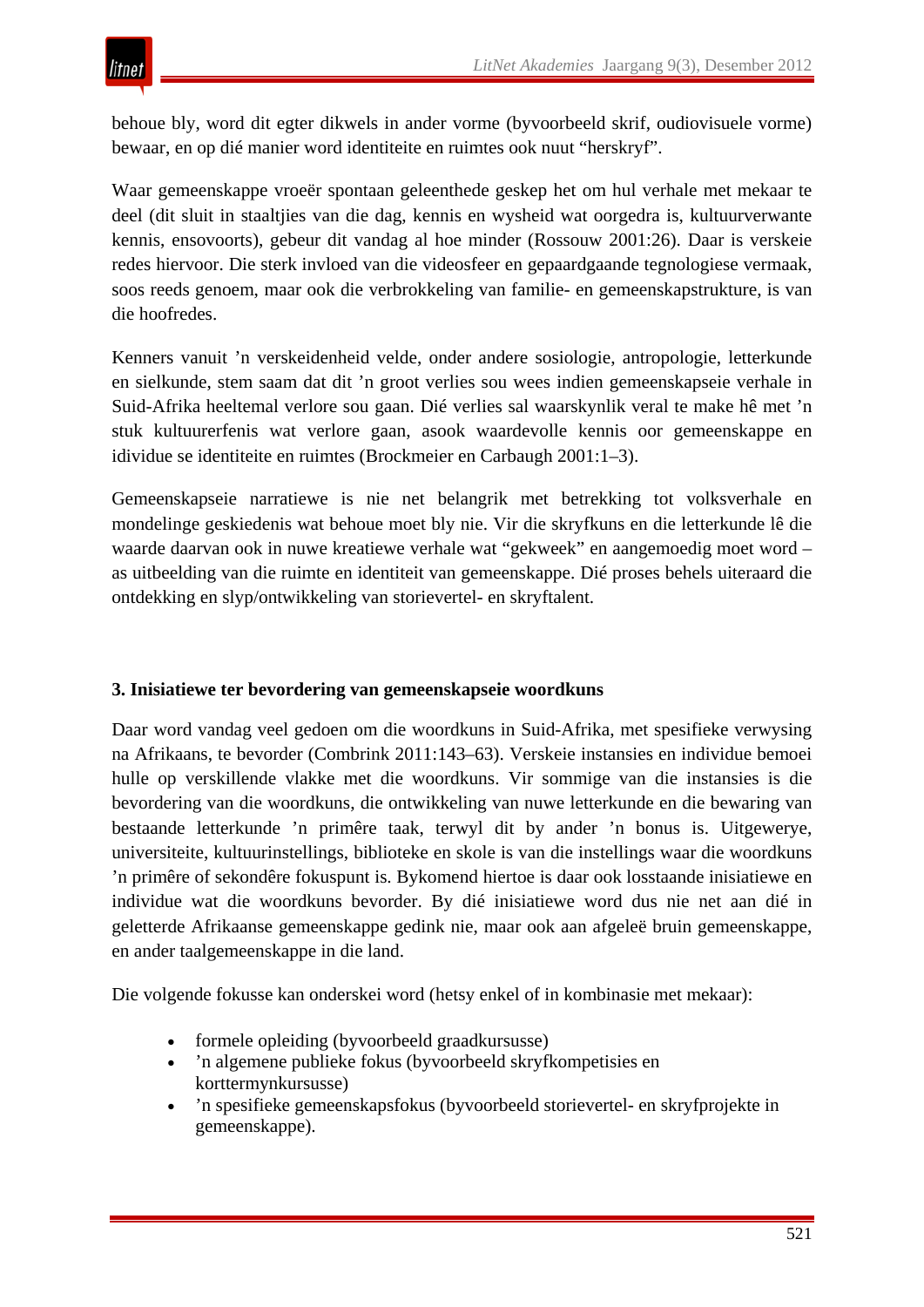behoue bly, word dit egter dikwels in ander vorme (byvoorbeeld skrif, oudiovisuele vorme) bewaar, en op dié manier word identiteite en ruimtes ook nuut "herskryf".

Waar gemeenskappe vroeër spontaan geleenthede geskep het om hul verhale met mekaar te deel (dit sluit in staaltjies van die dag, kennis en wysheid wat oorgedra is, kultuurverwante kennis, ensovoorts), gebeur dit vandag al hoe minder (Rossouw 2001:26). Daar is verskeie redes hiervoor. Die sterk invloed van die videosfeer en gepaardgaande tegnologiese vermaak, soos reeds genoem, maar ook die verbrokkeling van familie- en gemeenskapstrukture, is van die hoofredes.

Kenners vanuit 'n verskeidenheid velde, onder andere sosiologie, antropologie, letterkunde en sielkunde, stem saam dat dit 'n groot verlies sou wees indien gemeenskapseie verhale in Suid-Afrika heeltemal verlore sou gaan. Dié verlies sal waarskynlik veral te make hê met 'n stuk kultuurerfenis wat verlore gaan, asook waardevolle kennis oor gemeenskappe en idividue se identiteite en ruimtes (Brockmeier en Carbaugh 2001:1–3).

Gemeenskapseie narratiewe is nie net belangrik met betrekking tot volksverhale en mondelinge geskiedenis wat behoue moet bly nie. Vir die skryfkuns en die letterkunde lê die waarde daarvan ook in nuwe kreatiewe verhale wat "gekweek" en aangemoedig moet word – as uitbeelding van die ruimte en identiteit van gemeenskappe. Dié proses behels uiteraard die ontdekking en slyp/ontwikkeling van storievertel- en skryftalent.

### 3. Inisiatiewe ter bevordering van gemeenskapseie woordkuns

Daar word vandag veel gedoen om die woordkuns in Suid-Afrika, met spesifieke verwysing na Afrikaans, te bevorder (Combrink 2011:143–63). Verskeie instansies en individue bemoei hulle op verskillende vlakke met die woordkuns. Vir sommige van die instansies is die bevordering van die woordkuns, die ontwikkeling van nuwe letterkunde en die bewaring van bestaande letterkunde 'n primêre taak, terwyl dit by ander 'n bonus is. Uitgewerye, universiteite, kultuurinstellings, biblioteke en skole is van die instellings waar die woordkuns 'n primêre of sekondêre fokuspunt is. Bykomend hiertoe is daar ook losstaande inisiatiewe en individue wat die woordkuns bevorder. By dié inisiatiewe word dus nie net aan dié in geletterde Afrikaanse gemeenskappe gedink nie, maar ook aan afgeleë bruin gemeenskappe, en ander taalgemeenskappe in die land.

Die volgende fokusse kan onderskei word (hetsy enkel of in kombinasie met mekaar):

- formele opleiding (byvoorbeeld graadkursusse)
- 'n algemene publieke fokus (byvoorbeeld skryfkompetisies en korttermynkursusse)
- 'n spesifieke gemeenskapsfokus (byvoorbeeld storievertel- en skryfprojekte in gemeenskappe).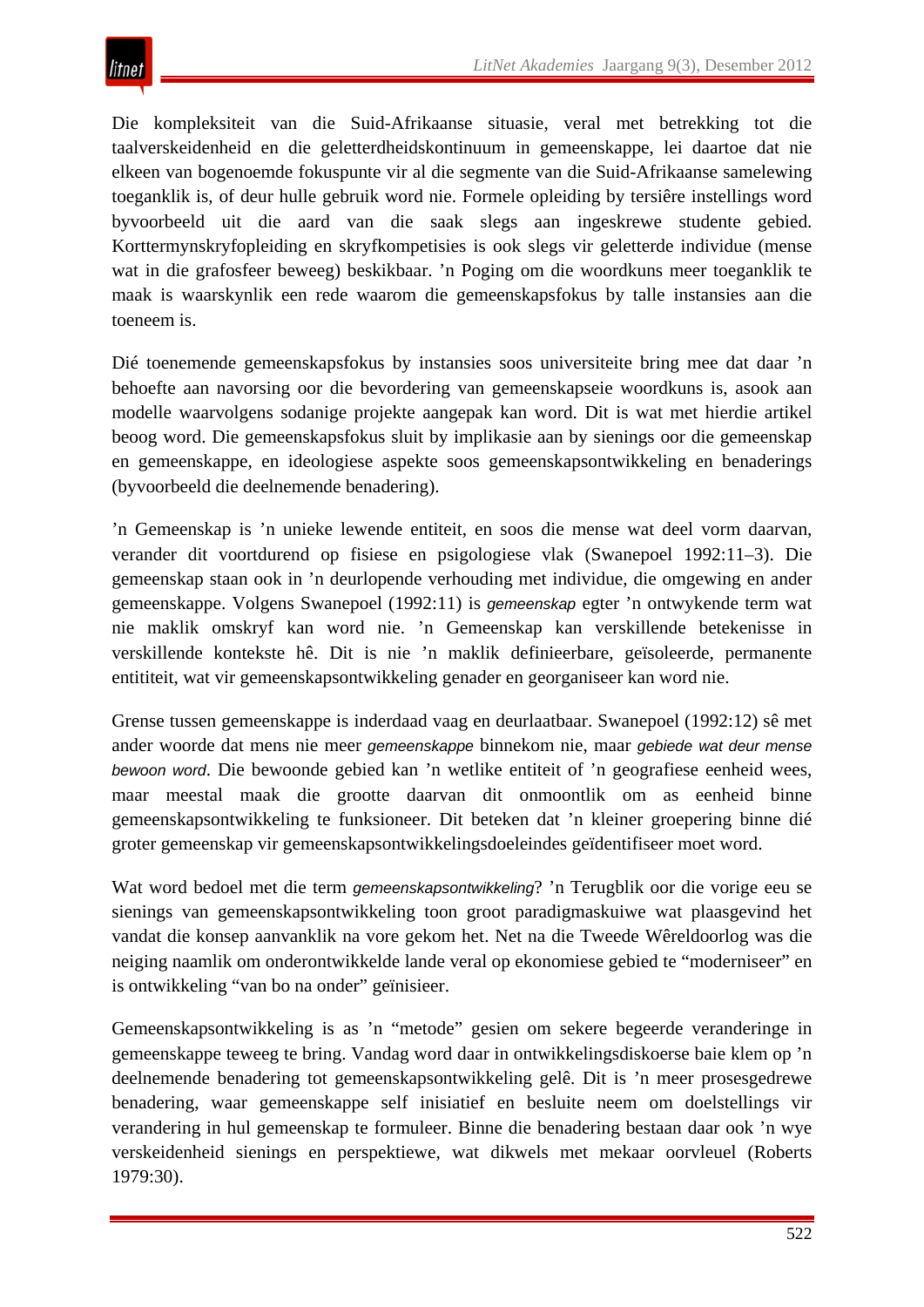Die kompleksiteit van die Suid-Afrikaanse situasie, veral met betrekking tot die taalverskeidenheid en die geletterdheidskontinuum in gemeenskappe, lei daartoe dat nie elkeen van bogenoemde fokuspunte vir al die segmente van die Suid-Afrikaanse samelewing toeganklik is, of deur hulle gebruik word nie. Formele opleiding by tersiêre instellings word byvoorbeeld uit die aard van die saak slegs aan ingeskrewe studente gebied. Korttermynskryfopleiding en skryfkompetisies is ook slegs vir geletterde individue (mense wat in die grafosfeer beweeg) beskikbaar. ’n Poging om die woordkuns meer toeganklik te maak is waarskynlik een rede waarom die gemeenskapsfokus by talle instansies aan die toeneem is.

Dié toenemende gemeenskapsfokus by instansies soos universiteite bring mee dat daar ’n behoefte aan navorsing oor die bevordering van gemeenskapseie woordkuns is, asook aan modelle waarvolgens sodanige projekte aangepak kan word. Dit is wat met hierdie artikel beoog word. Die gemeenskapsfokus sluit by implikasie aan by sienings oor die gemeenskap en gemeenskappe, en ideologiese aspekte soos gemeenskapsontwikkeling en benaderings (byvoorbeeld die deelnemende benadering).

’n Gemeenskap is ’n unieke lewende entiteit, en soos die mense wat deel vorm daarvan, verander dit voortdurend op fisiese en psigologiese vlak (Swanepoel 1992:11–3). Die gemeenskap staan ook in ’n deurlopende verhouding met individue, die omgewing en ander gemeenskappe. Volgens Swanepoel (1992:11) is *gemeenskap* egter ’n ontwykende term wat nie maklik omskryf kan word nie. ’n Gemeenskap kan verskillende betekenisse in verskillende kontekste hê. Dit is nie ’n maklik definieerbare, geïsoleerde, permanente entititeit, wat vir gemeenskapsontwikkeling genader en georganiseer kan word nie.

Grense tussen gemeenskappe is inderdaad vaag en deurlaatbaar. Swanepoel (1992:12) sê met ander woorde dat mens nie meer *gemeenskappe* binnekom nie, maar *gebiede wat deur mense bewoon word*. Die bewoonde gebied kan ’n wetlike entiteit of ’n geografiese eenheid wees, maar meestal maak die grootte daarvan dit onmoontlik om as eenheid binne gemeenskapsontwikkeling te funksioneer. Dit beteken dat ’n kleiner groepering binne dié groter gemeenskap vir gemeenskapsontwikkelingsdoeleindes geïdentifiseer moet word.

Wat word bedoel met die term *gemeenskapsontwikkeling*? ’n Terugblik oor die vorige eeu se sienings van gemeenskapsontwikkeling toon groot paradigmaskuiwe wat plaasgevind het vandat die konsep aanvanklik na vore gekom het. Net na die Tweede Wêreldoorlog was die neiging naamlik om onderontwikkelde lande veral op ekonomiese gebied te “moderniseer” en is ontwikkeling “van bo na onder” geïnisieer.

Gemeenskapsontwikkeling is as ’n “metode” gesien om sekere begeerde veranderinge in gemeenskappe teweeg te bring. Vandag word daar in ontwikkelingsdiskoerse baie klem op ’n deelnemende benadering tot gemeenskapsontwikkeling gelê. Dit is ’n meer prosesgedrewe benadering, waar gemeenskappe self inisiatief en besluite neem om doelstellings vir verandering in hul gemeenskap te formuleer. Binne die benadering bestaan daar ook ’n wye verskeidenheid sienings en perspektiewe, wat dikwels met mekaar oorvleuel (Roberts 1979:30).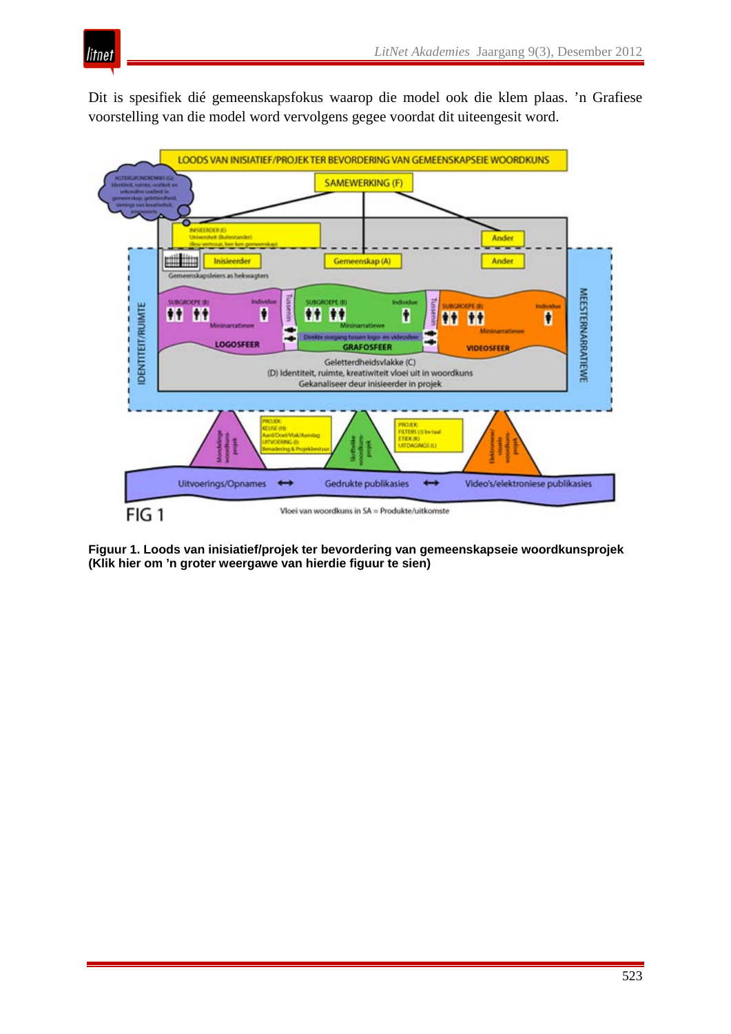Dit is spesifiek dié gemeenskapsfokus waarop die model ook die klem plaas. ’n Grafiese voorstelling van die model word vervolgens gegee voordat dit uiteengesit word.

**Figuur 1. Loods van inisiatief/projek ter bevordering van gemeenskapseie woordkunsprojek (Klik hier om ’n groter weergawe van hierdie figuur te sien)**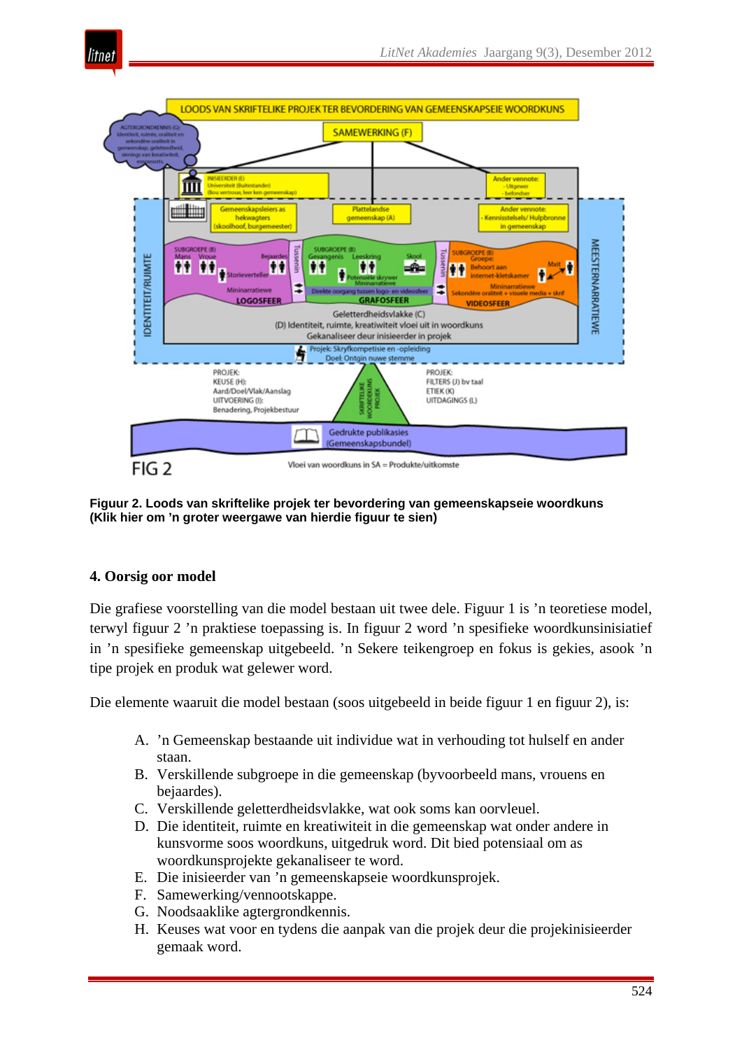**Figuur 2. Loods van skriftelike projek ter bevordering van gemeenskapseie woordkuns (Klik hier om 'n groter weergawe van hierdie figuur te sien)**

### 4. Oorsig oor model

Die grafiese voorstelling van die model bestaan uit twee dele. Figuur 1 is 'n teoretiese model, terwyl figuur 2 'n praktiese toepassing is. In figuur 2 word 'n spesifieke woordkunsinisiatief in 'n spesifieke gemeenskap uitgebeeld. 'n Sekere teikengroep en fokus is gekies, asook 'n tipe projek en produk wat gelewer word.

Die elemente waaruit die model bestaan (soos uitgebeeld in beide figuur 1 en figuur 2), is:

A. 'n Gemeenskap bestaande uit individue wat in verhouding tot hulself en ander staan.
B. Verskillende subgroepe in die gemeenskap (byvoorbeeld mans, vrouens en bejaardes).
C. Verskillende geletterdheidsvlakke, wat ook soms kan oorvleuel.
D. Die identiteit, ruimte en kreatiwiteit in die gemeenskap wat onder andere in kunsvorme soos woordkuns, uitgedruk word. Dit bied potensiaal om as woordkunsprojekte gekanaliseer te word.
E. Die inisieerder van 'n gemeenskapseie woordkunsprojek.
F. Samewerking/vennootskappe.
G. Noodsaaklike agtergrondkennis.
H. Keuses wat voor en tydens die aanpak van die projek deur die projekinisieerder gemaak word.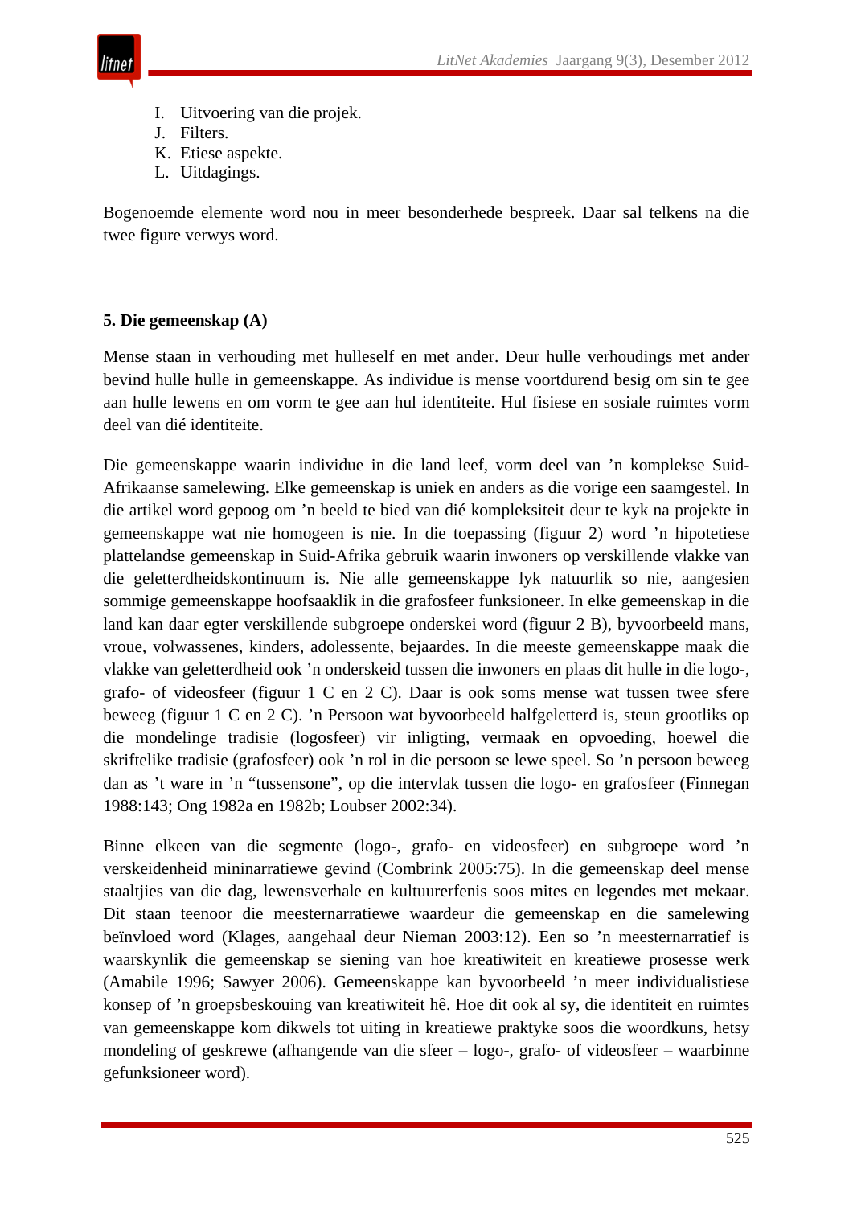I. Uitvoering van die projek.
J. Filters.
K. Etiese aspekte.
L. Uitdagings.

Bogenoemde elemente word nou in meer besonderhede bespreek. Daar sal telkens na die twee figure verwys word.

## 5. Die gemeenskap (A)

Mense staan in verhouding met hulleself en met ander. Deur hulle verhoudings met ander bevind hulle hulle in gemeenskappe. As individue is mense voortdurend besig om sin te gee aan hulle lewens en om vorm te gee aan hul identiteite. Hul fisiese en sosiale ruimtes vorm deel van dié identiteite.

Die gemeenskappe waarin individue in die land leef, vorm deel van ’n komplekse Suid-Afrikaanse samelewing. Elke gemeenskap is uniek en anders as die vorige een saamgestel. In die artikel word gepoog om ’n beeld te bied van dié kompleksiteit deur te kyk na projekte in gemeenskappe wat nie homogeen is nie. In die toepassing (figuur 2) word ’n hipotetiese plattelandse gemeenskap in Suid-Afrika gebruik waarin inwoners op verskillende vlakke van die geletterdheidskontinuum is. Nie alle gemeenskappe lyk natuurlik so nie, aangesien sommige gemeenskappe hoofsaaklik in die grafosfeer funksioneer. In elke gemeenskap in die land kan daar egter verskillende subgroepe onderskei word (figuur 2 B), byvoorbeeld mans, vroue, volwassenes, kinders, adolessente, bejaardes. In die meeste gemeenskappe maak die vlakke van geletterdheid ook ’n onderskeid tussen die inwoners en plaas dit hulle in die logo-, grafo- of videosfeer (figuur 1 C en 2 C). Daar is ook soms mense wat tussen twee sfere beweeg (figuur 1 C en 2 C). ’n Persoon wat byvoorbeeld halfgeletterd is, steun grootliks op die mondelinge tradisie (logosfeer) vir inligting, vermaak en opvoeding, hoewel die skriftelike tradisie (grafosfeer) ook ’n rol in die persoon se lewe speel. So ’n persoon beweeg dan as ’t ware in ’n “tussensone”, op die intervlak tussen die logo- en grafosfeer (Finnegan 1988:143; Ong 1982a en 1982b; Loubser 2002:34).

Binne elkeen van die segmente (logo-, grafo- en videosfeer) en subgroepe word ’n verskeidenheid mininarratiewe gevind (Combrink 2005:75). In die gemeenskap deel mense staaltjies van die dag, lewensverhale en kultuurerfenis soos mites en legendes met mekaar. Dit staan teenoor die meesternarratiewe waardeur die gemeenskap en die samelewing beïnvloed word (Klages, aangehaal deur Nieman 2003:12). Een so ’n meesternarratief is waarskynlik die gemeenskap se siening van hoe kreatiwiteit en kreatiewe prosesse werk (Amabile 1996; Sawyer 2006). Gemeenskappe kan byvoorbeeld ’n meer individualistiese konsep of ’n groepsbeskouing van kreatiwiteit hê. Hoe dit ook al sy, die identiteit en ruimtes van gemeenskappe kom dikwels tot uiting in kreatiewe praktyke soos die woordkuns, hetsy mondeling of geskrewe (afhangende van die sfeer – logo-, grafo- of videosfeer – waarbinne gefunksioneer word).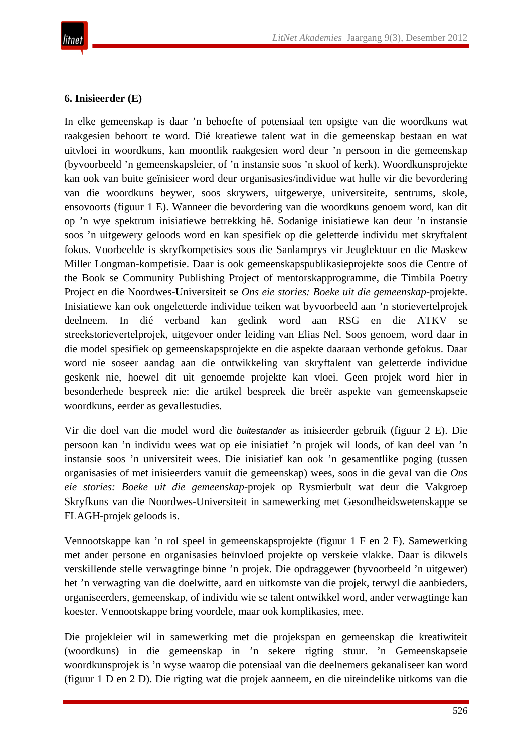**6. Inisieerder (E)**

In elke gemeenskap is daar ’n behoefte of potensiaal ten opsigte van die woordkuns wat raakgesien behoort te word. Dié kreatiewe talent wat in die gemeenskap bestaan en wat uitvloei in woordkuns, kan moontlik raakgesien word deur ’n persoon in die gemeenskap (byvoorbeeld ’n gemeenskapsleier, of ’n instansie soos ’n skool of kerk). Woordkunsprojekte kan ook van buite geïnisieer word deur organisasies/individue wat hulle vir die bevordering van die woordkuns beywer, soos skrywers, uitgewerye, universiteite, sentrums, skole, ensovoorts (figuur 1 E). Wanneer die bevordering van die woordkuns genoem word, kan dit op ’n wye spektrum inisiatiewe betrekking hê. Sodanige inisiatiewe kan deur ’n instansie soos ’n uitgewery geloods word en kan spesifiek op die geletterde individu met skryftalent fokus. Voorbeelde is skryfkompetisies soos die Sanlamprys vir Jeuglektuur en die Maskew Miller Longman-kompetisie. Daar is ook gemeenskapspublikasieprojekte soos die Centre of the Book se Community Publishing Project of mentorskapprogramme, die Timbila Poetry Project en die Noordwes-Universiteit se *Ons eie stories: Boeke uit die gemeenskap*-projekte. Inisiatiewe kan ook ongeletterde individue teiken wat byvoorbeeld aan ’n storievertelprojek deelneem. In dié verband kan gedink word aan RSG en die ATKV se streekstorievertelprojek, uitgevoer onder leiding van Elias Nel. Soos genoem, word daar in die model spesifiek op gemeenskapsprojekte en die aspekte daaraan verbonde gefokus. Daar word nie soseer aandag aan die ontwikkeling van skryftalent van geletterde individue geskenk nie, hoewel dit uit genoemde projekte kan vloei. Geen projek word hier in besonderhede bespreek nie: die artikel bespreek die breër aspekte van gemeenskapseie woordkuns, eerder as gevallestudies.

Vir die doel van die model word die *buitestander* as inisieerder gebruik (figuur 2 E). Die persoon kan ’n individu wees wat op eie inisiatief ’n projek wil loods, of kan deel van ’n instansie soos ’n universiteit wees. Die inisiatief kan ook ’n gesamentlike poging (tussen organisasies of met inisieerders vanuit die gemeenskap) wees, soos in die geval van die *Ons eie stories: Boeke uit die gemeenskap*-projek op Rysmierbult wat deur die Vakgroep Skryfkuns van die Noordwes-Universiteit in samewerking met Gesondheidswetenskappe se FLAGH-projek geloods is.

Vennootskappe kan ’n rol speel in gemeenskapsprojekte (figuur 1 F en 2 F). Samewerking met ander persone en organisasies beïnvloed projekte op verskeie vlakke. Daar is dikwels verskillende stelle verwagtinge binne ’n projek. Die opdraggewer (byvoorbeeld ’n uitgewer) het ’n verwagting van die doelwitte, aard en uitkomste van die projek, terwyl die aanbieders, organiseerders, gemeenskap, of individu wie se talent ontwikkel word, ander verwagtinge kan koester. Vennootskappe bring voordele, maar ook komplikasies, mee.

Die projekleier wil in samewerking met die projekspan en gemeenskap die kreatiwiteit (woordkuns) in die gemeenskap in ’n sekere rigting stuur. ’n Gemeenskapseie woordkunsprojek is ’n wyse waarop die potensiaal van die deelnemers gekanaliseer kan word (figuur 1 D en 2 D). Die rigting wat die projek aanneem, en die uiteindelike uitkoms van die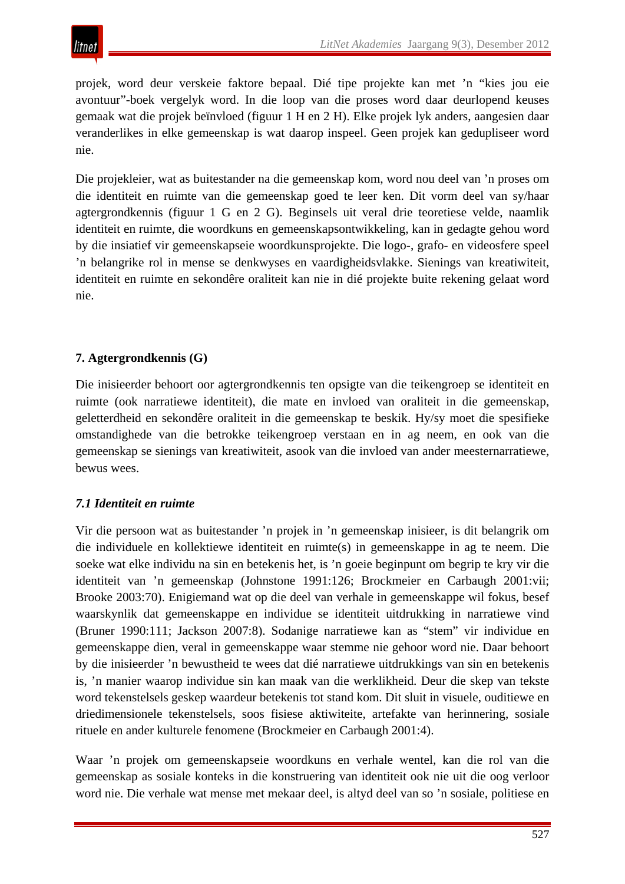projek, word deur verskeie faktore bepaal. Dié tipe projekte kan met ’n “kies jou eie avontuur”-boek vergelyk word. In die loop van die proses word daar deurlopend keuses gemaak wat die projek beïnvloed (figuur 1 H en 2 H). Elke projek lyk anders, aangesien daar veranderlikes in elke gemeenskap is wat daarop inspeel. Geen projek kan gedupliseer word nie.

Die projekleier, wat as buitestander na die gemeenskap kom, word nou deel van ’n proses om die identiteit en ruimte van die gemeenskap goed te leer ken. Dit vorm deel van sy/haar agtergrondkennis (figuur 1 G en 2 G). Beginsels uit veral drie teoretiese velde, naamlik identiteit en ruimte, die woordkuns en gemeenskapsontwikkeling, kan in gedagte gehou word by die insiatief vir gemeenskapseie woordkunsprojekte. Die logo-, grafo- en videosfere speel ’n belangrike rol in mense se denkwyses en vaardigheidsvlakke. Sienings van kreatiwiteit, identiteit en ruimte en sekondêre oraliteit kan nie in dié projekte buite rekening gelaat word nie.

## 7. Agtergrondkennis (G)

Die inisieerder behoort oor agtergrondkennis ten opsigte van die teikengroep se identiteit en ruimte (ook narratiewe identiteit), die mate en invloed van oraliteit in die gemeenskap, geletterdheid en sekondêre oraliteit in die gemeenskap te beskik. Hy/sy moet die spesifieke omstandighede van die betrokke teikengroep verstaan en in ag neem, en ook van die gemeenskap se sienings van kreatiwiteit, asook van die invloed van ander meesternarratiewe, bewus wees.

### *7.1 Identiteit en ruimte*

Vir die persoon wat as buitestander ’n projek in ’n gemeenskap inisieer, is dit belangrik om die individuele en kollektiewe identiteit en ruimte(s) in gemeenskappe in ag te neem. Die soeke wat elke individu na sin en betekenis het, is ’n goeie beginpunt om begrip te kry vir die identiteit van ’n gemeenskap (Johnstone 1991:126; Brockmeier en Carbaugh 2001:vii; Brooke 2003:70). Enigiemand wat op die deel van verhale in gemeenskappe wil fokus, besef waarskynlik dat gemeenskappe en individue se identiteit uitdrukking in narratiewe vind (Bruner 1990:111; Jackson 2007:8). Sodanige narratiewe kan as “stem” vir individue en gemeenskappe dien, veral in gemeenskappe waar stemme nie gehoor word nie. Daar behoort by die inisieerder ’n bewustheid te wees dat dié narratiewe uitdrukkings van sin en betekenis is, ’n manier waarop individue sin kan maak van die werklikheid. Deur die skep van tekste word tekenstelsels geskep waardeur betekenis tot stand kom. Dit sluit in visuele, ouditiewe en driedimensionele tekenstelsels, soos fisiese aktiwiteite, artefakte van herinnering, sosiale rituele en ander kulturele fenomene (Brockmeier en Carbaugh 2001:4).

Waar ’n projek om gemeenskapseie woordkuns en verhale wentel, kan die rol van die gemeenskap as sosiale konteks in die konstruering van identiteit ook nie uit die oog verloor word nie. Die verhale wat mense met mekaar deel, is altyd deel van so ’n sosiale, politiese en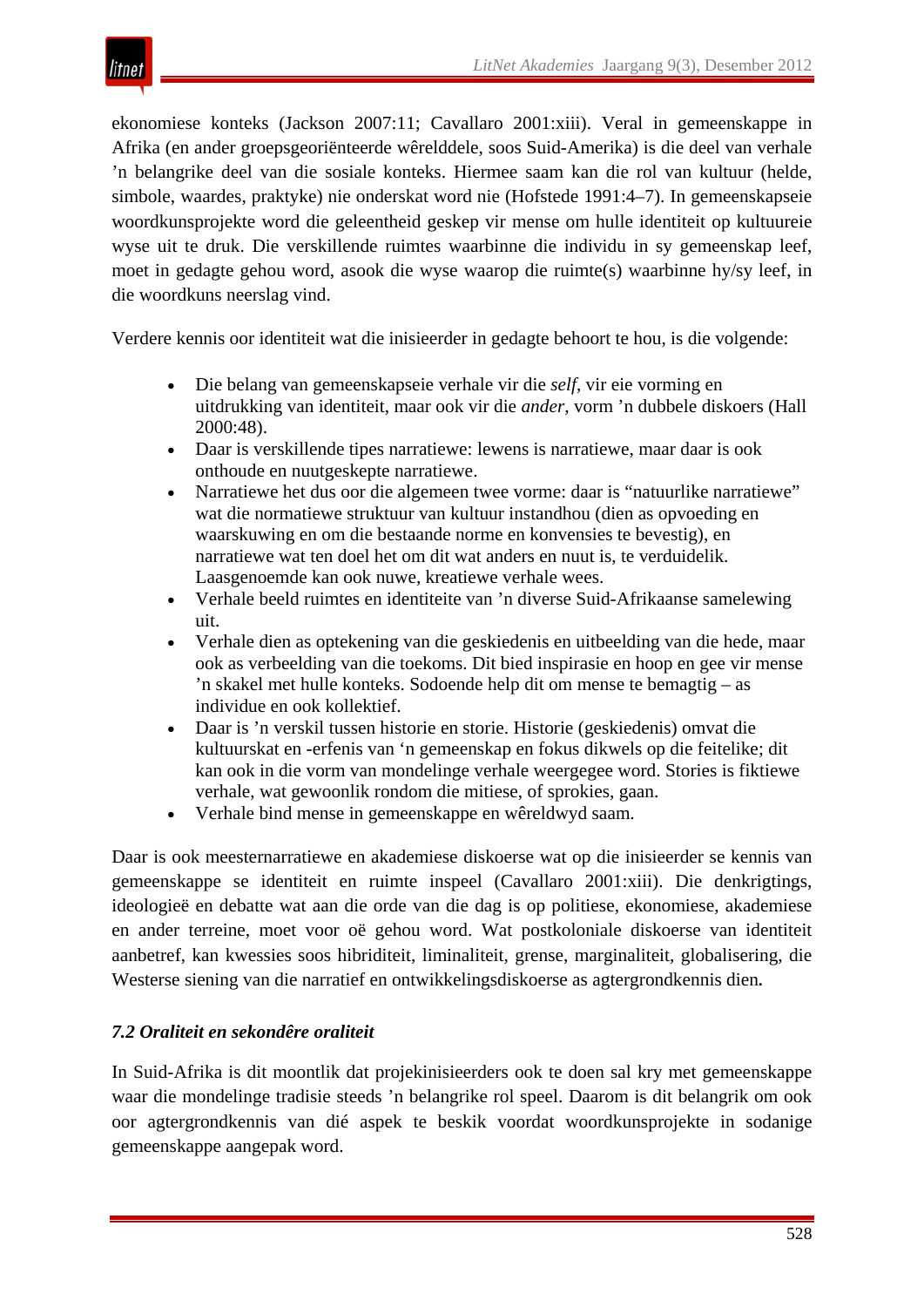ekonomiese konteks (Jackson 2007:11; Cavallaro 2001:xiii). Veral in gemeenskappe in Afrika (en ander groepsgeoriënteerde wêrelddele, soos Suid-Amerika) is die deel van verhale ’n belangrike deel van die sosiale konteks. Hiermee saam kan die rol van kultuur (helde, simbole, waardes, praktyke) nie onderskat word nie (Hofstede 1991:4–7). In gemeenskapseie woordkunsprojekte word die geleentheid geskep vir mense om hulle identiteit op kultuureie wyse uit te druk. Die verskillende ruimtes waarbinne die individu in sy gemeenskap leef, moet in gedagte gehou word, asook die wyse waarop die ruimte(s) waarbinne hy/sy leef, in die woordkuns neerslag vind.

Verdere kennis oor identiteit wat die inisieerder in gedagte behoort te hou, is die volgende:

- Die belang van gemeenskapseie verhale vir die *self*, vir eie vorming en uitdrukking van identiteit, maar ook vir die *ander*, vorm ’n dubbele diskoers (Hall 2000:48).
- Daar is verskillende tipes narratiewe: lewens is narratiewe, maar daar is ook onthoude en nuutgeskepte narratiewe.
- Narratiewe het dus oor die algemeen twee vorme: daar is “natuurlike narratiewe” wat die normatiewe struktuur van kultuur instandhou (dien as opvoeding en waarskuwing en om die bestaande norme en konvensies te bevestig), en narratiewe wat ten doel het om dit wat anders en nuut is, te verduidelik. Laasgenoemde kan ook nuwe, kreatiewe verhale wees.
- Verhale beeld ruimtes en identiteite van ’n diverse Suid-Afrikaanse samelewing uit.
- Verhale dien as optekening van die geskiedenis en uitbeelding van die hede, maar ook as verbeelding van die toekoms. Dit bied inspirasie en hoop en gee vir mense ’n skakel met hulle konteks. Sodoende help dit om mense te bemagtig – as individue en ook kollektief.
- Daar is ’n verskil tussen historie en storie. Historie (geskiedenis) omvat die kultuurskat en -erfenis van ‘n gemeenskap en fokus dikwels op die feitelike; dit kan ook in die vorm van mondelinge verhale weergegee word. Stories is fiktiewe verhale, wat gewoonlik rondom die mitiese, of sprokies, gaan.
- Verhale bind mense in gemeenskappe en wêreldwyd saam.

Daar is ook meesternarratiewe en akademiese diskoerse wat op die inisieerder se kennis van gemeenskappe se identiteit en ruimte inspeel (Cavallaro 2001:xiii). Die denkrigtings, ideologieë en debatte wat aan die orde van die dag is op politiese, ekonomiese, akademiese en ander terreine, moet voor oë gehou word. Wat postkoloniale diskoerse van identiteit aanbetref, kan kwessies soos hibriditeit, liminaliteit, grense, marginaliteit, globalisering, die Westerse siening van die narratief en ontwikkelingsdiskoerse as agtergrondkennis dien.

### *7.2 Oraliteit en sekondêre oraliteit*

In Suid-Afrika is dit moontlik dat projekinisieerders ook te doen sal kry met gemeenskappe waar die mondelinge tradisie steeds ’n belangrike rol speel. Daarom is dit belangrik om ook oor agtergrondkennis van dié aspek te beskik voordat woordkunsprojekte in sodanige gemeenskappe aangepak word.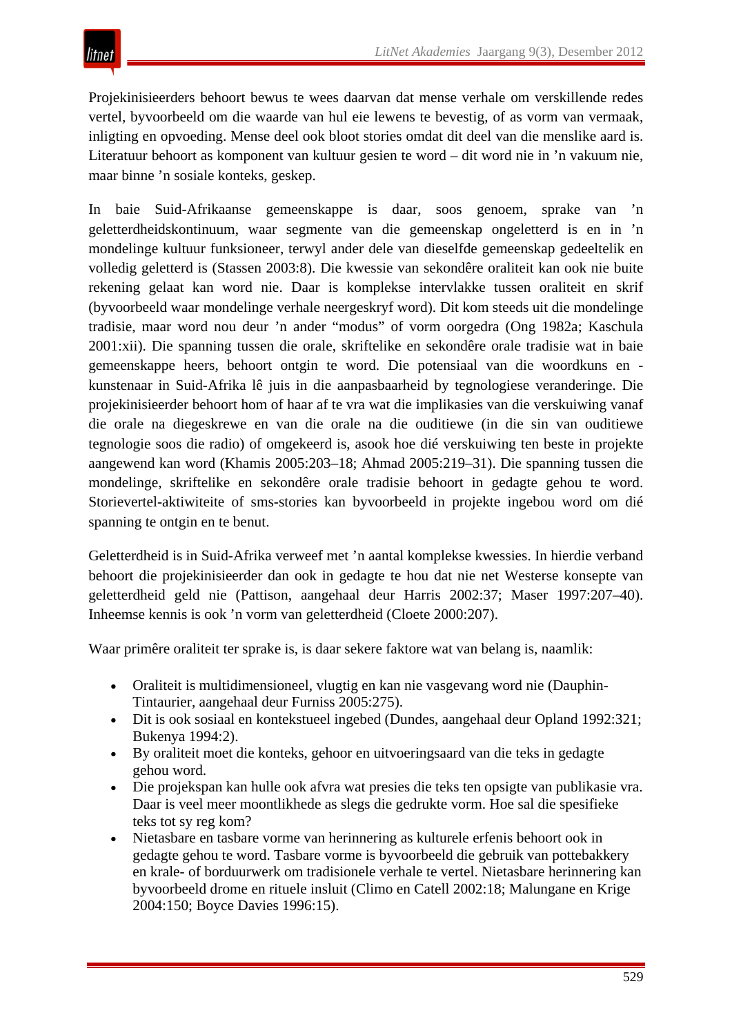Projekinisieerders behoort bewus te wees daarvan dat mense verhale om verskillende redes vertel, byvoorbeeld om die waarde van hul eie lewens te bevestig, of as vorm van vermaak, inligting en opvoeding. Mense deel ook bloot stories omdat dit deel van die menslike aard is. Literatuur behoort as komponent van kultuur gesien te word – dit word nie in ’n vakuum nie, maar binne ’n sosiale konteks, geskep.

In baie Suid-Afrikaanse gemeenskappe is daar, soos genoem, sprake van ’n geletterdheidskontinuum, waar segmente van die gemeenskap ongeletterd is en in ’n mondelinge kultuur funksioneer, terwyl ander dele van dieselfde gemeenskap gedeeltelik en volledig geletterd is (Stassen 2003:8). Die kwessie van sekondêre oraliteit kan ook nie buite rekening gelaat kan word nie. Daar is komplekse intervlakke tussen oraliteit en skrif (byvoorbeeld waar mondelinge verhale neergeskryf word). Dit kom steeds uit die mondelinge tradisie, maar word nou deur ’n ander “modus” of vorm oorgedra (Ong 1982a; Kaschula 2001:xii). Die spanning tussen die orale, skriftelike en sekondêre orale tradisie wat in baie gemeenskappe heers, behoort ontgin te word. Die potensiaal van die woordkuns en -kunstenaar in Suid-Afrika lê juis in die aanpasbaarheid by tegnologiese veranderinge. Die projekinisieerder behoort hom of haar af te vra wat die implikasies van die verskuiwing vanaf die orale na diegeskrewe en van die orale na die ouditiewe (in die sin van ouditiewe tegnologie soos die radio) of omgekeerd is, asook hoe dié verskuiwing ten beste in projekte aangewend kan word (Khamis 2005:203–18; Ahmad 2005:219–31). Die spanning tussen die mondelinge, skriftelike en sekondêre orale tradisie behoort in gedagte gehou te word. Storievertel-aktiwiteite of sms-stories kan byvoorbeeld in projekte ingebou word om dié spanning te ontgin en te benut.

Geletterdheid is in Suid-Afrika verweef met ’n aantal komplekse kwessies. In hierdie verband behoort die projekinisieerder dan ook in gedagte te hou dat nie net Westerse konsepte van geletterdheid geld nie (Pattison, aangehaal deur Harris 2002:37; Maser 1997:207–40). Inheemse kennis is ook ’n vorm van geletterdheid (Cloete 2000:207).

Waar primêre oraliteit ter sprake is, is daar sekere faktore wat van belang is, naamlik:

- Oraliteit is multidimensioneel, vlugtig en kan nie vasgevang word nie (Dauphin-Tintaurier, aangehaal deur Furniss 2005:275).
- Dit is ook sosiaal en kontekstueel ingebed (Dundes, aangehaal deur Opland 1992:321; Bukenya 1994:2).
- By oraliteit moet die konteks, gehoor en uitvoeringsaard van die teks in gedagte gehou word.
- Die projekspan kan hulle ook afvra wat presies die teks ten opsigte van publikasie vra. Daar is veel meer moontlikhede as slegs die gedrukte vorm. Hoe sal die spesifieke teks tot sy reg kom?
- Nietasbare en tasbare vorme van herinnering as kulturele erfenis behoort ook in gedagte gehou te word. Tasbare vorme is byvoorbeeld die gebruik van pottebakkery en krale- of borduurwerk om tradisionele verhale te vertel. Nietasbare herinnering kan byvoorbeeld drome en rituele insluit (Climo en Catell 2002:18; Malungane en Krige 2004:150; Boyce Davies 1996:15).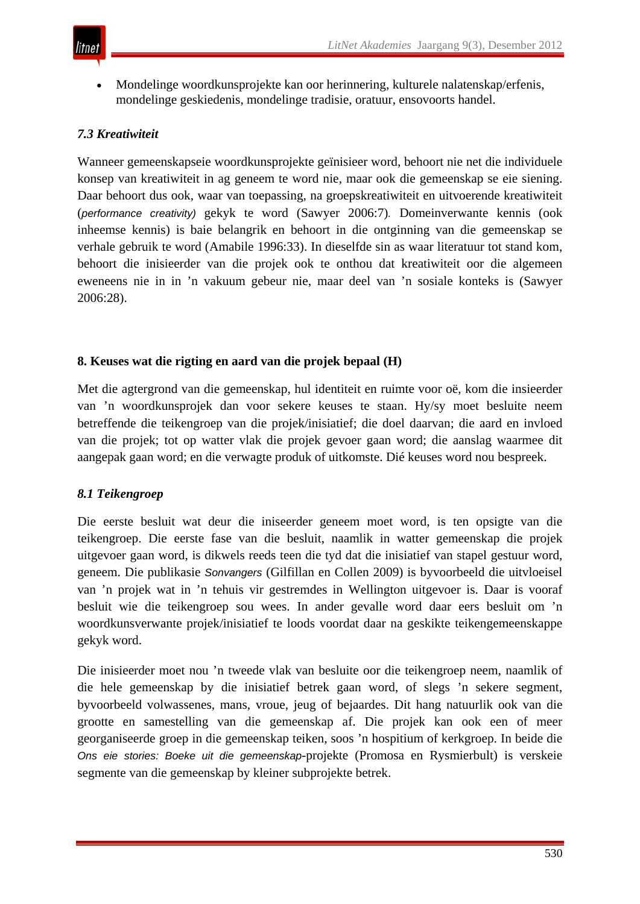- Mondelinge woordkunsprojekte kan oor herinnering, kulturele nalatenskap/erfenis, mondelinge geskiedenis, mondelinge tradisie, oratuur, ensovoorts handel.

### *7.3 Kreatiwiteit*

Wanneer gemeenskapseie woordkunsprojekte geïnisieer word, behoort nie net die individuele konsep van kreatiwiteit in ag geneem te word nie, maar ook die gemeenskap se eie siening. Daar behoort dus ook, waar van toepassing, na groepskreatiwiteit en uitvoerende kreatiwiteit (*performance creativity)* gekyk te word (Sawyer 2006:7). Domeinverwante kennis (ook inheemse kennis) is baie belangrik en behoort in die ontginning van die gemeenskap se verhale gebruik te word (Amabile 1996:33). In dieselfde sin as waar literatuur tot stand kom, behoort die inisieerder van die projek ook te onthou dat kreatiwiteit oor die algemeen eweneens nie in in ’n vakuum gebeur nie, maar deel van ’n sosiale konteks is (Sawyer 2006:28).

## 8. Keuses wat die rigting en aard van die projek bepaal (H)

Met die agtergrond van die gemeenskap, hul identiteit en ruimte voor oë, kom die insieerder van ’n woordkunsprojek dan voor sekere keuses te staan. Hy/sy moet besluite neem betreffende die teikengroep van die projek/inisiatief; die doel daarvan; die aard en invloed van die projek; tot op watter vlak die projek gevoer gaan word; die aanslag waarmee dit aangepak gaan word; en die verwagte produk of uitkomste. Dié keuses word nou bespreek.

### *8.1 Teikengroep*

Die eerste besluit wat deur die iniseerder geneem moet word, is ten opsigte van die teikengroep. Die eerste fase van die besluit, naamlik in watter gemeenskap die projek uitgevoer gaan word, is dikwels reeds teen die tyd dat die inisiatief van stapel gestuur word, geneem. Die publikasie *Sonvangers* (Gilfillan en Collen 2009) is byvoorbeeld die uitvloeisel van ’n projek wat in ’n tehuis vir gestremdes in Wellington uitgevoer is. Daar is vooraf besluit wie die teikengroep sou wees. In ander gevalle word daar eers besluit om ’n woordkunsverwante projek/inisiatief te loods voordat daar na geskikte teikengemeenskappe gekyk word.

Die inisieerder moet nou ’n tweede vlak van besluite oor die teikengroep neem, naamlik of die hele gemeenskap by die inisiatief betrek gaan word, of slegs ’n sekere segment, byvoorbeeld volwassenes, mans, vroue, jeug of bejaardes. Dit hang natuurlik ook van die grootte en samestelling van die gemeenskap af. Die projek kan ook een of meer georganiseerde groep in die gemeenskap teiken, soos ’n hospitium of kerkgroep. In beide die *Ons eie stories: Boeke uit die gemeenskap*-projekte (Promosa en Rysmierbult) is verskeie segmente van die gemeenskap by kleiner subprojekte betrek.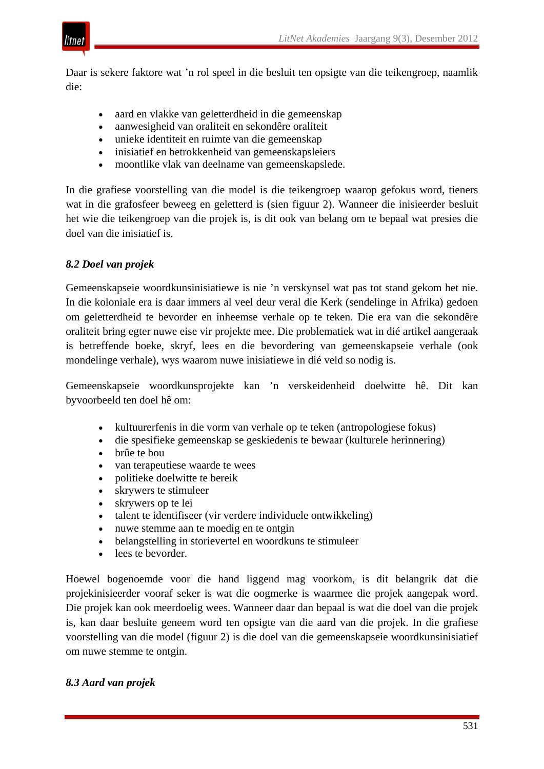Daar is sekere faktore wat ’n rol speel in die besluit ten opsigte van die teikengroep, naamlik die:

- aard en vlakke van geletterdheid in die gemeenskap
- aanwesigheid van oraliteit en sekondêre oraliteit
- unieke identiteit en ruimte van die gemeenskap
- inisiatief en betrokkenheid van gemeenskapsleiers
- moontlike vlak van deelname van gemeenskapslede.

In die grafiese voorstelling van die model is die teikengroep waarop gefokus word, tieners wat in die grafosfeer beweeg en geletterd is (sien figuur 2). Wanneer die inisieerder besluit het wie die teikengroep van die projek is, is dit ook van belang om te bepaal wat presies die doel van die inisiatief is.

### *8.2 Doel van projek*

Gemeenskapseie woordkunsinisiatiewe is nie ’n verskynsel wat pas tot stand gekom het nie. In die koloniale era is daar immers al veel deur veral die Kerk (sendelinge in Afrika) gedoen om geletterdheid te bevorder en inheemse verhale op te teken. Die era van die sekondêre oraliteit bring egter nuwe eise vir projekte mee. Die problematiek wat in dié artikel aangeraak is betreffende boeke, skryf, lees en die bevordering van gemeenskapseie verhale (ook mondelinge verhale), wys waarom nuwe inisiatiewe in dié veld so nodig is.

Gemeenskapseie woordkunsprojekte kan ’n verskeidenheid doelwitte hê. Dit kan byvoorbeeld ten doel hê om:

- kultuurerfenis in die vorm van verhale op te teken (antropologiese fokus)
- die spesifieke gemeenskap se geskiedenis te bewaar (kulturele herinnering)
- brûe te bou
- van terapeutiese waarde te wees
- politieke doelwitte te bereik
- skrywers te stimuleer
- skrywers op te lei
- talent te identifiseer (vir verdere individuele ontwikkeling)
- nuwe stemme aan te moedig en te ontgin
- belangstelling in storievertel en woordkuns te stimuleer
- lees te bevorder.

Hoewel bogenoemde voor die hand liggend mag voorkom, is dit belangrik dat die projekinisieerder vooraf seker is wat die oogmerke is waarmee die projek aangepak word. Die projek kan ook meerdoelig wees. Wanneer daar dan bepaal is wat die doel van die projek is, kan daar besluite geneem word ten opsigte van die aard van die projek. In die grafiese voorstelling van die model (figuur 2) is die doel van die gemeenskapseie woordkunsinisiatief om nuwe stemme te ontgin.

### *8.3 Aard van projek*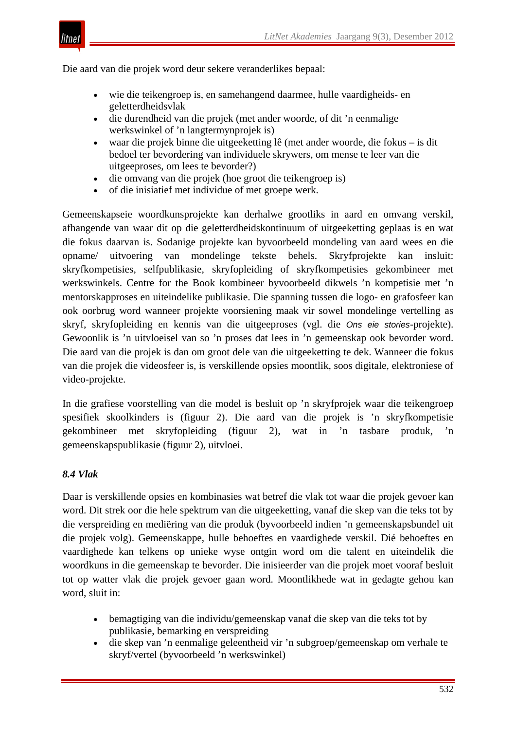Die aard van die projek word deur sekere veranderlikes bepaal:

- wie die teikengroep is, en samehangend daarmee, hulle vaardigheids- en geletterdheidsvlak
- die durendheid van die projek (met ander woorde, of dit ’n eenmalige werkswinkel of ’n langtermynprojek is)
- waar die projek binne die uitgeeketting lê (met ander woorde, die fokus – is dit bedoel ter bevordering van individuele skrywers, om mense te leer van die uitgeeproses, om lees te bevorder?)
- die omvang van die projek (hoe groot die teikengroep is)
- of die inisiatief met individue of met groepe werk.

Gemeenskapseie woordkunsprojekte kan derhalwe grootliks in aard en omvang verskil, afhangende van waar dit op die geletterdheidskontinuum of uitgeeketting geplaas is en wat die fokus daarvan is. Sodanige projekte kan byvoorbeeld mondeling van aard wees en die opname/ uitvoering van mondelinge tekste behels. Skryfprojekte kan insluit: skryfkompetisies, selfpublikasie, skryfopleiding of skryfkompetisies gekombineer met werkswinkels. Centre for the Book kombineer byvoorbeeld dikwels ’n kompetisie met ’n mentorskapproses en uiteindelike publikasie. Die spanning tussen die logo- en grafosfeer kan ook oorbrug word wanneer projekte voorsiening maak vir sowel mondelinge vertelling as skryf, skryfopleiding en kennis van die uitgeeproses (vgl. die *Ons eie stories*-projekte). Gewoonlik is ’n uitvloeisel van so ’n proses dat lees in ’n gemeenskap ook bevorder word. Die aard van die projek is dan om groot dele van die uitgeeketting te dek. Wanneer die fokus van die projek die videosfeer is, is verskillende opsies moontlik, soos digitale, elektroniese of video-projekte.

In die grafiese voorstelling van die model is besluit op ’n skryfprojek waar die teikengroep spesifiek skoolkinders is (figuur 2). Die aard van die projek is ’n skryfkompetisie gekombineer met skryfopleiding (figuur 2), wat in ’n tasbare produk, ’n gemeenskapspublikasie (figuur 2), uitvloei.

### *8.4 Vlak*

Daar is verskillende opsies en kombinasies wat betref die vlak tot waar die projek gevoer kan word. Dit strek oor die hele spektrum van die uitgeeketting, vanaf die skep van die teks tot by die verspreiding en mediëring van die produk (byvoorbeeld indien ’n gemeenskapsbundel uit die projek volg). Gemeenskappe, hulle behoeftes en vaardighede verskil. Dié behoeftes en vaardighede kan telkens op unieke wyse ontgin word om die talent en uiteindelik die woordkuns in die gemeenskap te bevorder. Die inisieerder van die projek moet vooraf besluit tot op watter vlak die projek gevoer gaan word. Moontlikhede wat in gedagte gehou kan word, sluit in:

- bemagtiging van die individu/gemeenskap vanaf die skep van die teks tot by publikasie, bemarking en verspreiding
- die skep van ’n eenmalige geleentheid vir ’n subgroep/gemeenskap om verhale te skryf/vertel (byvoorbeeld ’n werkswinkel)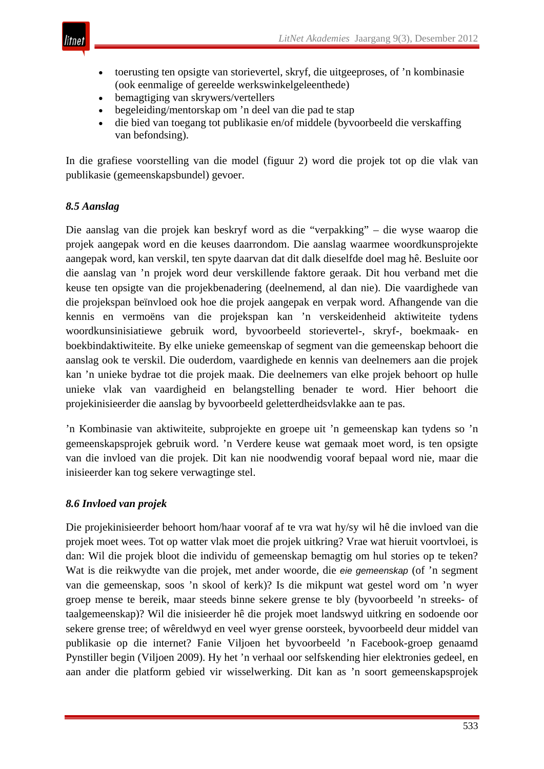- toerusting ten opsigte van storievertel, skryf, die uitgeeproses, of ’n kombinasie (ook eenmalige of gereelde werkswinkelgeleenthede)
- bemagtiging van skrywers/vertellers
- begeleiding/mentorskap om ’n deel van die pad te stap
- die bied van toegang tot publikasie en/of middele (byvoorbeeld die verskaffing van befondsing).

In die grafiese voorstelling van die model (figuur 2) word die projek tot op die vlak van publikasie (gemeenskapsbundel) gevoer.

### *8.5 Aanslag*

Die aanslag van die projek kan beskryf word as die “verpakking” – die wyse waarop die projek aangepak word en die keuses daarrondom. Die aanslag waarmee woordkunsprojekte aangepak word, kan verskil, ten spyte daarvan dat dit dalk dieselfde doel mag hê. Besluite oor die aanslag van ’n projek word deur verskillende faktore geraak. Dit hou verband met die keuse ten opsigte van die projekbenadering (deelnemend, al dan nie). Die vaardighede van die projekspan beïnvloed ook hoe die projek aangepak en verpak word. Afhangende van die kennis en vermoëns van die projekspan kan ’n verskeidenheid aktiwiteite tydens woordkunsinisiatiewe gebruik word, byvoorbeeld storievertel-, skryf-, boekmaak- en boekbindaktiwiteite. By elke unieke gemeenskap of segment van die gemeenskap behoort die aanslag ook te verskil. Die ouderdom, vaardighede en kennis van deelnemers aan die projek kan ’n unieke bydrae tot die projek maak. Die deelnemers van elke projek behoort op hulle unieke vlak van vaardigheid en belangstelling benader te word. Hier behoort die projekinisieerder die aanslag by byvoorbeeld geletterdheidsvlakke aan te pas.

’n Kombinasie van aktiwiteite, subprojekte en groepe uit ’n gemeenskap kan tydens so ’n gemeenskapsprojek gebruik word. ’n Verdere keuse wat gemaak moet word, is ten opsigte van die invloed van die projek. Dit kan nie noodwendig vooraf bepaal word nie, maar die inisieerder kan tog sekere verwagtinge stel.

### *8.6 Invloed van projek*

Die projekinisieerder behoort hom/haar vooraf af te vra wat hy/sy wil hê die invloed van die projek moet wees. Tot op watter vlak moet die projek uitkring? Vrae wat hieruit voortvloei, is dan: Wil die projek bloot die individu of gemeenskap bemagtig om hul stories op te teken? Wat is die reikwydte van die projek, met ander woorde, die *eie gemeenskap* (of ’n segment van die gemeenskap, soos ’n skool of kerk)? Is die mikpunt wat gestel word om ’n wyer groep mense te bereik, maar steeds binne sekere grense te bly (byvoorbeeld ’n streeks- of taalgemeenskap)? Wil die inisieerder hê die projek moet landswyd uitkring en sodoende oor sekere grense tree; of wêreldwyd en veel wyer grense oorsteek, byvoorbeeld deur middel van publikasie op die internet? Fanie Viljoen het byvoorbeeld ’n Facebook-groep genaamd Pynstiller begin (Viljoen 2009). Hy het ’n verhaal oor selfskending hier elektronies gedeel, en aan ander die platform gebied vir wisselwerking. Dit kan as ’n soort gemeenskapsprojek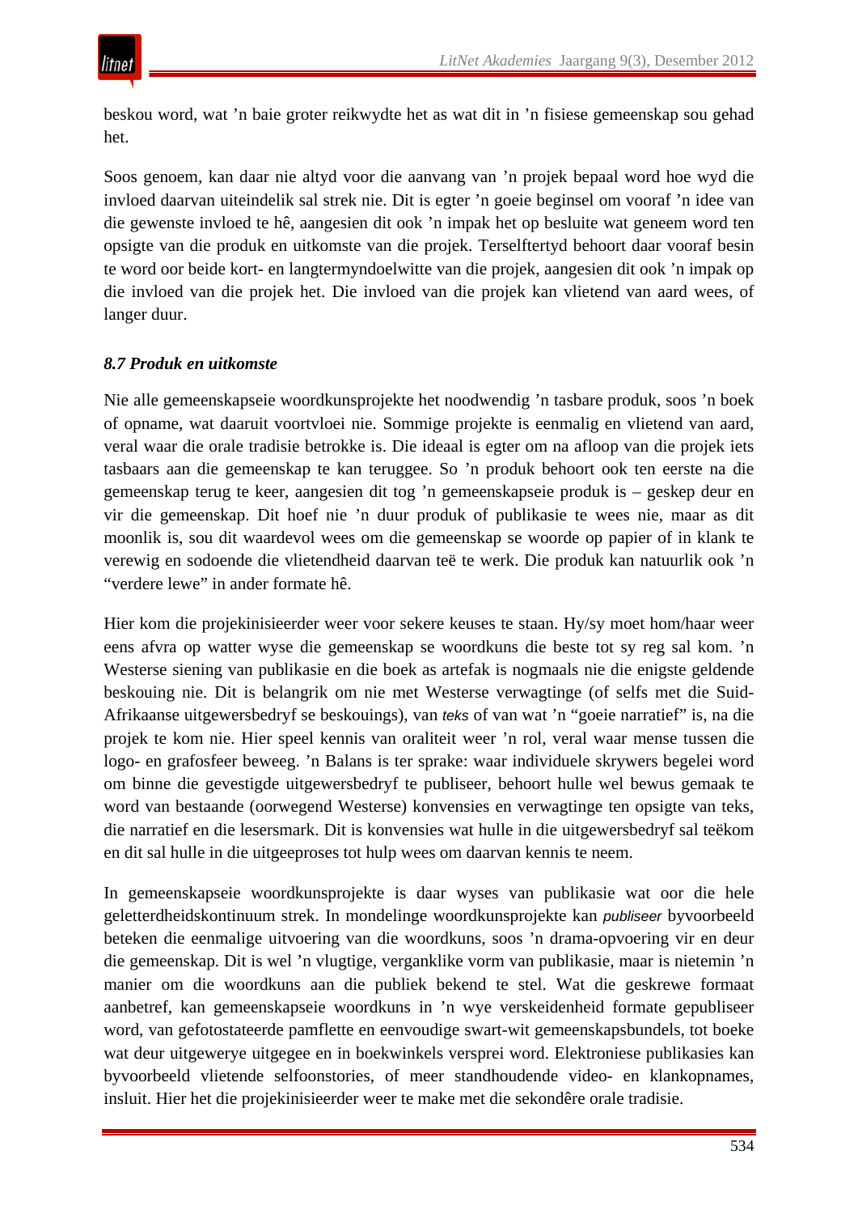beskou word, wat ’n baie groter reikwydte het as wat dit in ’n fisiese gemeenskap sou gehad het.

Soos genoem, kan daar nie altyd voor die aanvang van ’n projek bepaal word hoe wyd die invloed daarvan uiteindelik sal strek nie. Dit is egter ’n goeie beginsel om vooraf ’n idee van die gewenste invloed te hê, aangesien dit ook ’n impak het op besluite wat geneem word ten opsigte van die produk en uitkomste van die projek. Terselftertyd behoort daar vooraf besin te word oor beide kort- en langtermyndoelwitte van die projek, aangesien dit ook ’n impak op die invloed van die projek het. Die invloed van die projek kan vlietend van aard wees, of langer duur.

### *8.7 Produk en uitkomste*

Nie alle gemeenskapseie woordkunsprojekte het noodwendig ’n tasbare produk, soos ’n boek of opname, wat daaruit voortvloei nie. Sommige projekte is eenmalig en vlietend van aard, veral waar die orale tradisie betrokke is. Die ideaal is egter om na afloop van die projek iets tasbaars aan die gemeenskap te kan teruggee. So ’n produk behoort ook ten eerste na die gemeenskap terug te keer, aangesien dit tog ’n gemeenskapseie produk is – geskep deur en vir die gemeenskap. Dit hoef nie ’n duur produk of publikasie te wees nie, maar as dit moonlik is, sou dit waardevol wees om die gemeenskap se woorde op papier of in klank te verewig en sodoende die vlietendheid daarvan teë te werk. Die produk kan natuurlik ook ’n “verdere lewe” in ander formate hê.

Hier kom die projekinisieerder weer voor sekere keuses te staan. Hy/sy moet hom/haar weer eens afvra op watter wyse die gemeenskap se woordkuns die beste tot sy reg sal kom. ’n Westerse siening van publikasie en die boek as artefak is nogmaals nie die enigste geldende beskouing nie. Dit is belangrik om nie met Westerse verwagtinge (of selfs met die Suid-Afrikaanse uitgewersbedryf se beskouings), van *teks* of van wat ’n “goeie narratief” is, na die projek te kom nie. Hier speel kennis van oraliteit weer ’n rol, veral waar mense tussen die logo- en grafosfeer beweeg. ’n Balans is ter sprake: waar individuele skrywers begelei word om binne die gevestigde uitgewersbedryf te publiseer, behoort hulle wel bewus gemaak te word van bestaande (oorwegend Westerse) konvensies en verwagtinge ten opsigte van teks, die narratief en die lesersmark. Dit is konvensies wat hulle in die uitgewersbedryf sal teëkom en dit sal hulle in die uitgeeproses tot hulp wees om daarvan kennis te neem.

In gemeenskapseie woordkunsprojekte is daar wyses van publikasie wat oor die hele geletterdheidskontinuum strek. In mondelinge woordkunsprojekte kan *publiseer* byvoorbeeld beteken die eenmalige uitvoering van die woordkuns, soos ’n drama-opvoering vir en deur die gemeenskap. Dit is wel ’n vlugtige, verganklike vorm van publikasie, maar is nietemin ’n manier om die woordkuns aan die publiek bekend te stel. Wat die geskrewe formaat aanbetref, kan gemeenskapseie woordkuns in ’n wye verskeidenheid formate gepubliseer word, van gefotostateerde pamflette en eenvoudige swart-wit gemeenskapsbundels, tot boeke wat deur uitgewerye uitgegee en in boekwinkels versprei word. Elektroniese publikasies kan byvoorbeeld vlietende selfoonstories, of meer standhoudende video- en klankopnames, insluit. Hier het die projekinisieerder weer te make met die sekondêre orale tradisie.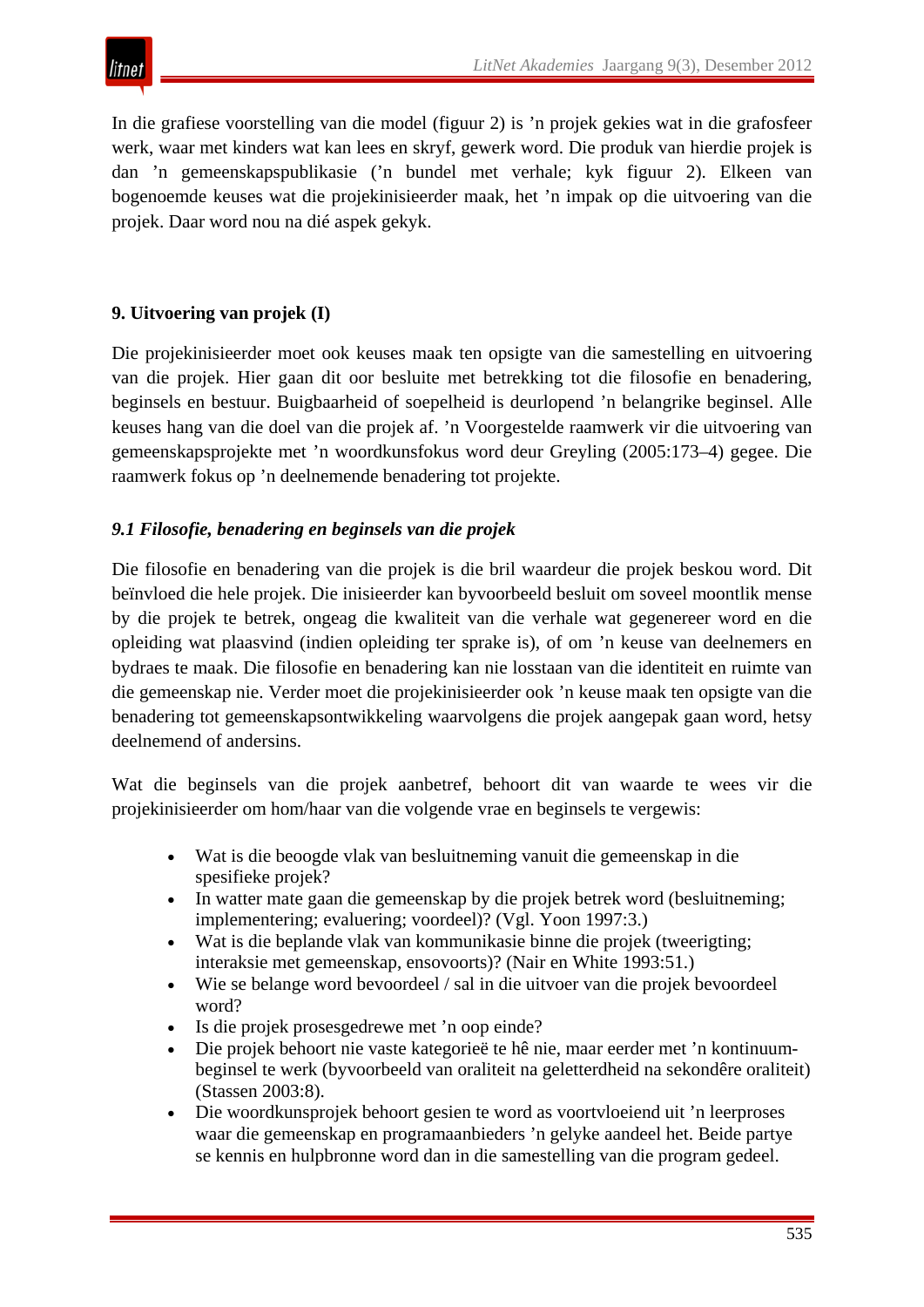In die grafiese voorstelling van die model (figuur 2) is ’n projek gekies wat in die grafosfeer werk, waar met kinders wat kan lees en skryf, gewerk word. Die produk van hierdie projek is dan ’n gemeenskapspublikasie (’n bundel met verhale; kyk figuur 2). Elkeen van bogenoemde keuses wat die projekinisieerder maak, het ’n impak op die uitvoering van die projek. Daar word nou na dié aspek gekyk.

## 9. Uitvoering van projek (I)

Die projekinisieerder moet ook keuses maak ten opsigte van die samestelling en uitvoering van die projek. Hier gaan dit oor besluite met betrekking tot die filosofie en benadering, beginsels en bestuur. Buigbaarheid of soepelheid is deurlopend ’n belangrike beginsel. Alle keuses hang van die doel van die projek af. ’n Voorgestelde raamwerk vir die uitvoering van gemeenskapsprojekte met ’n woordkunsfokus word deur Greyling (2005:173–4) gegee. Die raamwerk fokus op ’n deelnemende benadering tot projekte.

### *9.1 Filosofie, benadering en beginsels van die projek*

Die filosofie en benadering van die projek is die bril waardeur die projek beskou word. Dit beïnvloed die hele projek. Die inisieerder kan byvoorbeeld besluit om soveel moontlik mense by die projek te betrek, ongeag die kwaliteit van die verhale wat gegenereer word en die opleiding wat plaasvind (indien opleiding ter sprake is), of om ’n keuse van deelnemers en bydraes te maak. Die filosofie en benadering kan nie losstaan van die identiteit en ruimte van die gemeenskap nie. Verder moet die projekinisieerder ook ’n keuse maak ten opsigte van die benadering tot gemeenskapsontwikkeling waarvolgens die projek aangepak gaan word, hetsy deelnemend of andersins.

Wat die beginsels van die projek aanbetref, behoort dit van waarde te wees vir die projekinisieerder om hom/haar van die volgende vrae en beginsels te vergewis:

- Wat is die beoogde vlak van besluitneming vanuit die gemeenskap in die spesifieke projek?
- In watter mate gaan die gemeenskap by die projek betrek word (besluitneming; implementering; evaluering; voordeel)? (Vgl. Yoon 1997:3.)
- Wat is die beplande vlak van kommunikasie binne die projek (tweerigting; interaksie met gemeenskap, ensovoorts)? (Nair en White 1993:51.)
- Wie se belange word bevoordeel / sal in die uitvoer van die projek bevoordeel word?
- Is die projek prosesgedrewe met ’n oop einde?
- Die projek behoort nie vaste kategorieë te hê nie, maar eerder met ’n kontinuum-beginsel te werk (byvoorbeeld van oraliteit na geletterdheid na sekondêre oraliteit) (Stassen 2003:8).
- Die woordkunsprojek behoort gesien te word as voortvloeiend uit ’n leerproses waar die gemeenskap en programaanbieders ’n gelyke aandeel het. Beide partye se kennis en hulpbronne word dan in die samestelling van die program gedeel.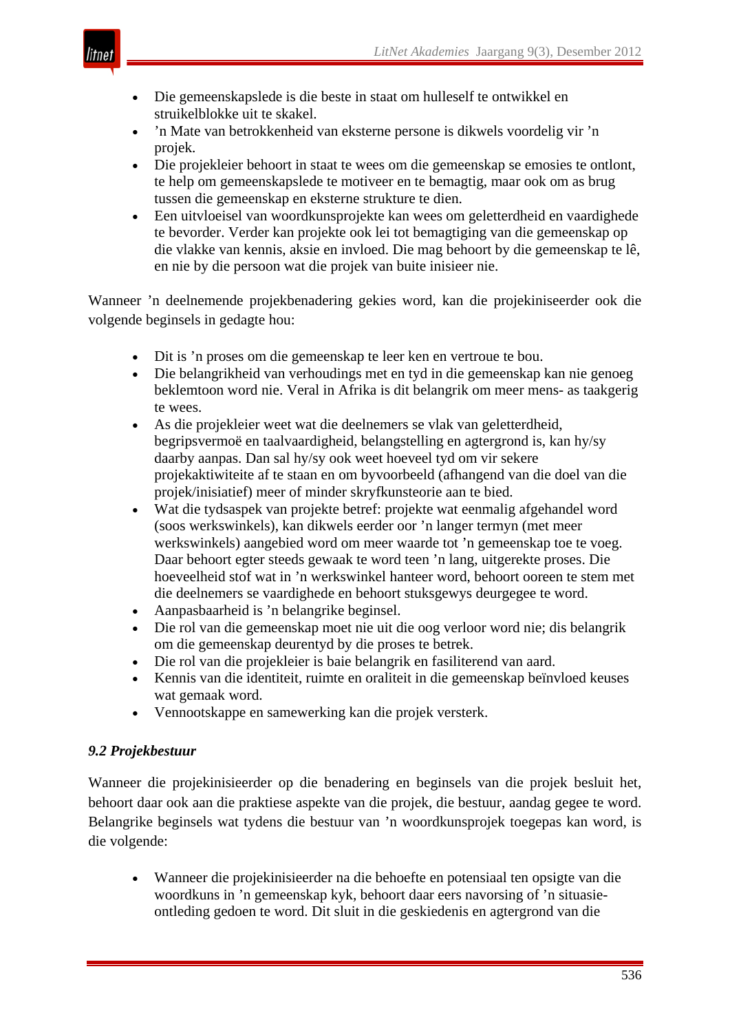- Die gemeenskapslede is die beste in staat om hulleself te ontwikkel en struikelblokke uit te skakel.
- ’n Mate van betrokkenheid van eksterne persone is dikwels voordelig vir ’n projek.
- Die projekleier behoort in staat te wees om die gemeenskap se emosies te ontlont, te help om gemeenskapslede te motiveer en te bemagtig, maar ook om as brug tussen die gemeenskap en eksterne strukture te dien.
- Een uitvloeisel van woordkunsprojekte kan wees om geletterdheid en vaardighede te bevorder. Verder kan projekte ook lei tot bemagtiging van die gemeenskap op die vlakke van kennis, aksie en invloed. Die mag behoort by die gemeenskap te lê, en nie by die persoon wat die projek van buite inisieer nie.

Wanneer ’n deelnemende projekbenadering gekies word, kan die projekiniseerder ook die volgende beginsels in gedagte hou:

- Dit is ’n proses om die gemeenskap te leer ken en vertroue te bou.
- Die belangrikheid van verhoudings met en tyd in die gemeenskap kan nie genoeg beklemtoon word nie. Veral in Afrika is dit belangrik om meer mens- as taakgerig te wees.
- As die projekleier weet wat die deelnemers se vlak van geletterdheid, begripsvermoë en taalvaardigheid, belangstelling en agtergrond is, kan hy/sy daarby aanpas. Dan sal hy/sy ook weet hoeveel tyd om vir sekere projekaktiwiteite af te staan en om byvoorbeeld (afhangend van die doel van die projek/inisiatief) meer of minder skryfkunsteorie aan te bied.
- Wat die tydsaspek van projekte betref: projekte wat eenmalig afgehandel word (soos werkswinkels), kan dikwels eerder oor ’n langer termyn (met meer werkswinkels) aangebied word om meer waarde tot ’n gemeenskap toe te voeg. Daar behoort egter steeds gewaak te word teen ’n lang, uitgerekte proses. Die hoeveelheid stof wat in ’n werkswinkel hanteer word, behoort ooreen te stem met die deelnemers se vaardighede en behoort stuksgewys deurgegee te word.
- Aanpasbaarheid is ’n belangrike beginsel.
- Die rol van die gemeenskap moet nie uit die oog verloor word nie; dis belangrik om die gemeenskap deurentyd by die proses te betrek.
- Die rol van die projekleier is baie belangrik en fasiliterend van aard.
- Kennis van die identiteit, ruimte en oraliteit in die gemeenskap beïnvloed keuses wat gemaak word.
- Vennootskappe en samewerking kan die projek versterk.

### *9.2 Projekbestuur*

Wanneer die projekinisieerder op die benadering en beginsels van die projek besluit het, behoort daar ook aan die praktiese aspekte van die projek, die bestuur, aandag gegee te word. Belangrike beginsels wat tydens die bestuur van ’n woordkunsprojek toegepas kan word, is die volgende:

- Wanneer die projekinisieerder na die behoefte en potensiaal ten opsigte van die woordkuns in ’n gemeenskap kyk, behoort daar eers navorsing of ’n situasie-ontleding gedoen te word. Dit sluit in die geskiedenis en agtergrond van die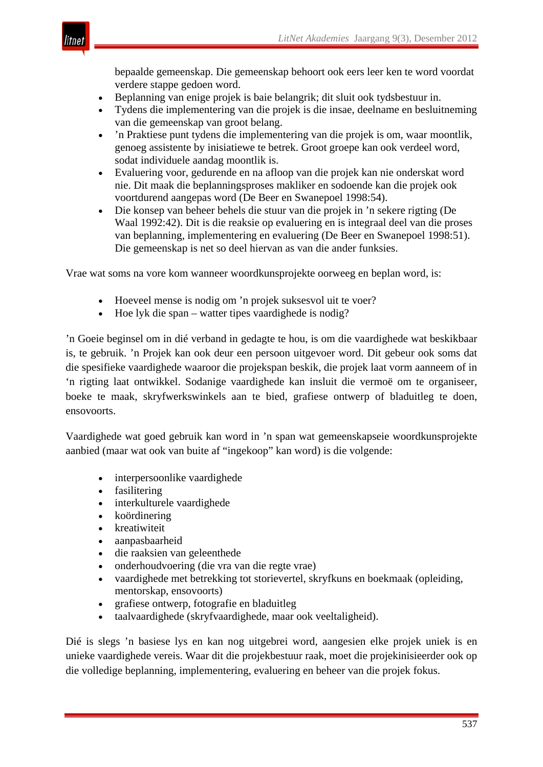bepaalde gemeenskap. Die gemeenskap behoort ook eers leer ken te word voordat verdere stappe gedoen word.

- Beplanning van enige projek is baie belangrik; dit sluit ook tydsbestuur in.
- Tydens die implementering van die projek is die insae, deelname en besluitneming van die gemeenskap van groot belang.
- ’n Praktiese punt tydens die implementering van die projek is om, waar moontlik, genoeg assistente by inisiatiewe te betrek. Groot groepe kan ook verdeel word, sodat individuele aandag moontlik is.
- Evaluering voor, gedurende en na afloop van die projek kan nie onderskat word nie. Dit maak die beplanningsproses makliker en sodoende kan die projek ook voortdurend aangepas word (De Beer en Swanepoel 1998:54).
- Die konsep van beheer behels die stuur van die projek in ’n sekere rigting (De Waal 1992:42). Dit is die reaksie op evaluering en is integraal deel van die proses van beplanning, implementering en evaluering (De Beer en Swanepoel 1998:51). Die gemeenskap is net so deel hiervan as van die ander funksies.

Vrae wat soms na vore kom wanneer woordkunsprojekte oorweeg en beplan word, is:

- Hoeveel mense is nodig om ’n projek suksesvol uit te voer?
- Hoe lyk die span – watter tipes vaardighede is nodig?

’n Goeie beginsel om in dié verband in gedagte te hou, is om die vaardighede wat beskikbaar is, te gebruik. ’n Projek kan ook deur een persoon uitgevoer word. Dit gebeur ook soms dat die spesifieke vaardighede waaroor die projekspan beskik, die projek laat vorm aanneem of in ‘n rigting laat ontwikkel. Sodanige vaardighede kan insluit die vermoë om te organiseer, boeke te maak, skryfwerkswinkels aan te bied, grafiese ontwerp of bladuitleg te doen, ensovoorts.

Vaardighede wat goed gebruik kan word in ’n span wat gemeenskapseie woordkunsprojekte aanbied (maar wat ook van buite af “ingekoop” kan word) is die volgende:

- interpersoonlike vaardighede
- fasilitering
- interkulturele vaardighede
- koördinering
- kreatiwiteit
- aanpasbaarheid
- die raaksien van geleenthede
- onderhoudvoering (die vra van die regte vrae)
- vaardighede met betrekking tot storievertel, skryfkuns en boekmaak (opleiding, mentorskap, ensovoorts)
- grafiese ontwerp, fotografie en bladuitleg
- taalvaardighede (skryfvaardighede, maar ook veeltaligheid).

Dié is slegs ’n basiese lys en kan nog uitgebrei word, aangesien elke projek uniek is en unieke vaardighede vereis. Waar dit die projekbestuur raak, moet die projekinisieerder ook op die volledige beplanning, implementering, evaluering en beheer van die projek fokus.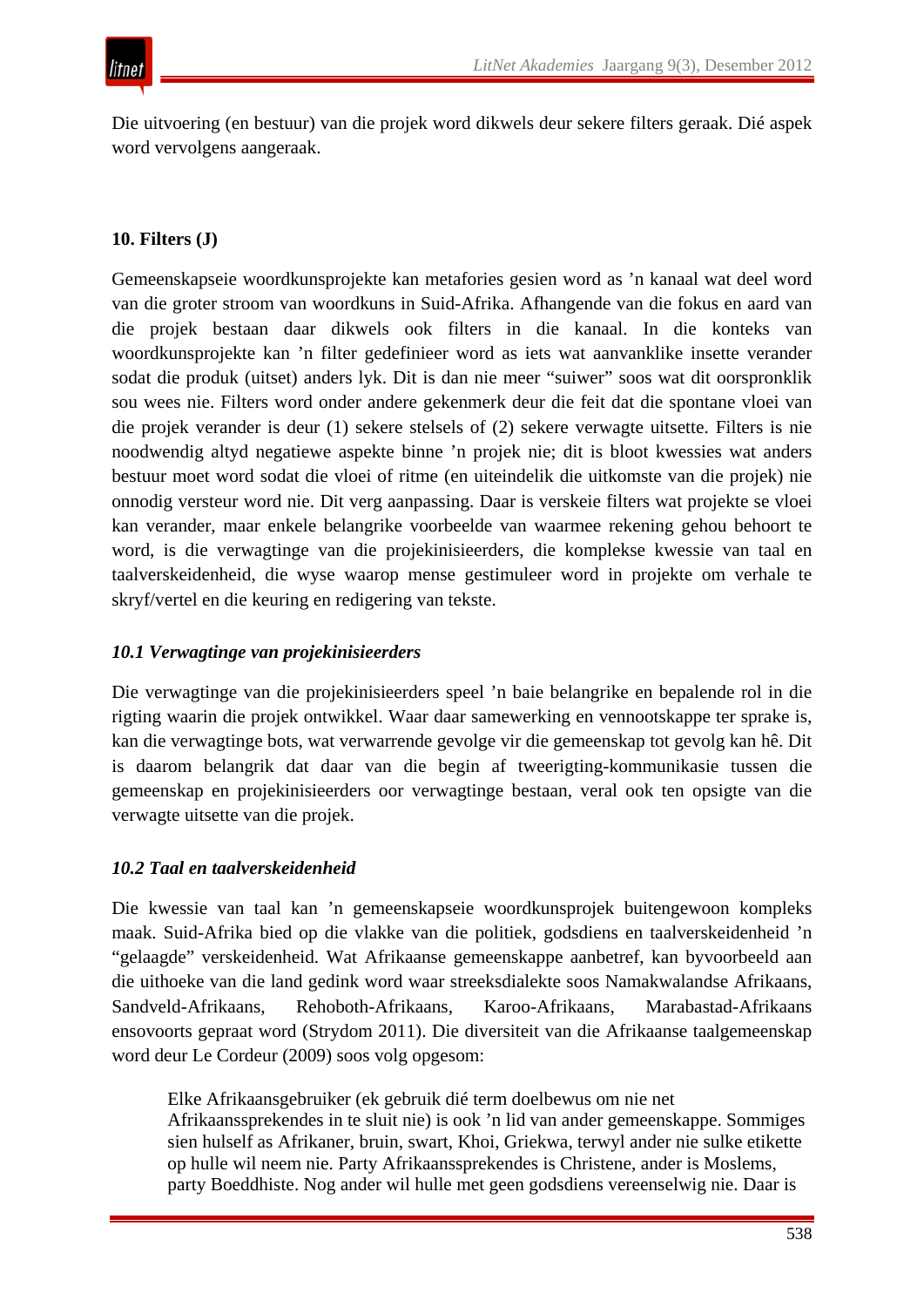Die uitvoering (en bestuur) van die projek word dikwels deur sekere filters geraak. Dié aspek word vervolgens aangeraak.

## 10. Filters (J)

Gemeenskapseie woordkunsprojekte kan metafories gesien word as ’n kanaal wat deel word van die groter stroom van woordkuns in Suid-Afrika. Afhangende van die fokus en aard van die projek bestaan daar dikwels ook filters in die kanaal. In die konteks van woordkunsprojekte kan ’n filter gedefinieer word as iets wat aanvanklike insette verander sodat die produk (uitset) anders lyk. Dit is dan nie meer “suiwer” soos wat dit oorspronklik sou wees nie. Filters word onder andere gekenmerk deur die feit dat die spontane vloei van die projek verander is deur (1) sekere stelsels of (2) sekere verwagte uitsette. Filters is nie noodwendig altyd negatiewe aspekte binne ’n projek nie; dit is bloot kwessies wat anders bestuur moet word sodat die vloei of ritme (en uiteindelik die uitkomste van die projek) nie onnodig versteur word nie. Dit verg aanpassing. Daar is verskeie filters wat projekte se vloei kan verander, maar enkele belangrike voorbeelde van waarmee rekening gehou behoort te word, is die verwagtinge van die projekinisieerders, die komplekse kwessie van taal en taalverskeidenheid, die wyse waarop mense gestimuleer word in projekte om verhale te skryf/vertel en die keuring en redigering van tekste.

### *10.1 Verwagtinge van projekinisieerders*

Die verwagtinge van die projekinisieerders speel ’n baie belangrike en bepalende rol in die rigting waarin die projek ontwikkel. Waar daar samewerking en vennootskappe ter sprake is, kan die verwagtinge bots, wat verwarrende gevolge vir die gemeenskap tot gevolg kan hê. Dit is daarom belangrik dat daar van die begin af tweerigting-kommunikasie tussen die gemeenskap en projekinisieerders oor verwagtinge bestaan, veral ook ten opsigte van die verwagte uitsette van die projek.

### *10.2 Taal en taalverskeidenheid*

Die kwessie van taal kan ’n gemeenskapseie woordkunsprojek buitengewoon kompleks maak. Suid-Afrika bied op die vlakke van die politiek, godsdiens en taalverskeidenheid ’n “gelaagde” verskeidenheid. Wat Afrikaanse gemeenskappe aanbetref, kan byvoorbeeld aan die uithoeke van die land gedink word waar streeksdialekte soos Namakwalandse Afrikaans, Sandveld-Afrikaans, Rehoboth-Afrikaans, Karoo-Afrikaans, Marabastad-Afrikaans ensovoorts gepraat word (Strydom 2011). Die diversiteit van die Afrikaanse taalgemeenskap word deur Le Cordeur (2009) soos volg opgesom:

> Elke Afrikaansgebruiker (ek gebruik dié term doelbewus om nie net Afrikaanssprekendes in te sluit nie) is ook ’n lid van ander gemeenskappe. Sommiges sien hulself as Afrikaner, bruin, swart, Khoi, Griekwa, terwyl ander nie sulke etikette op hulle wil neem nie. Party Afrikaanssprekendes is Christene, ander is Moslems, party Boeddhiste. Nog ander wil hulle met geen godsdiens vereenselwig nie. Daar is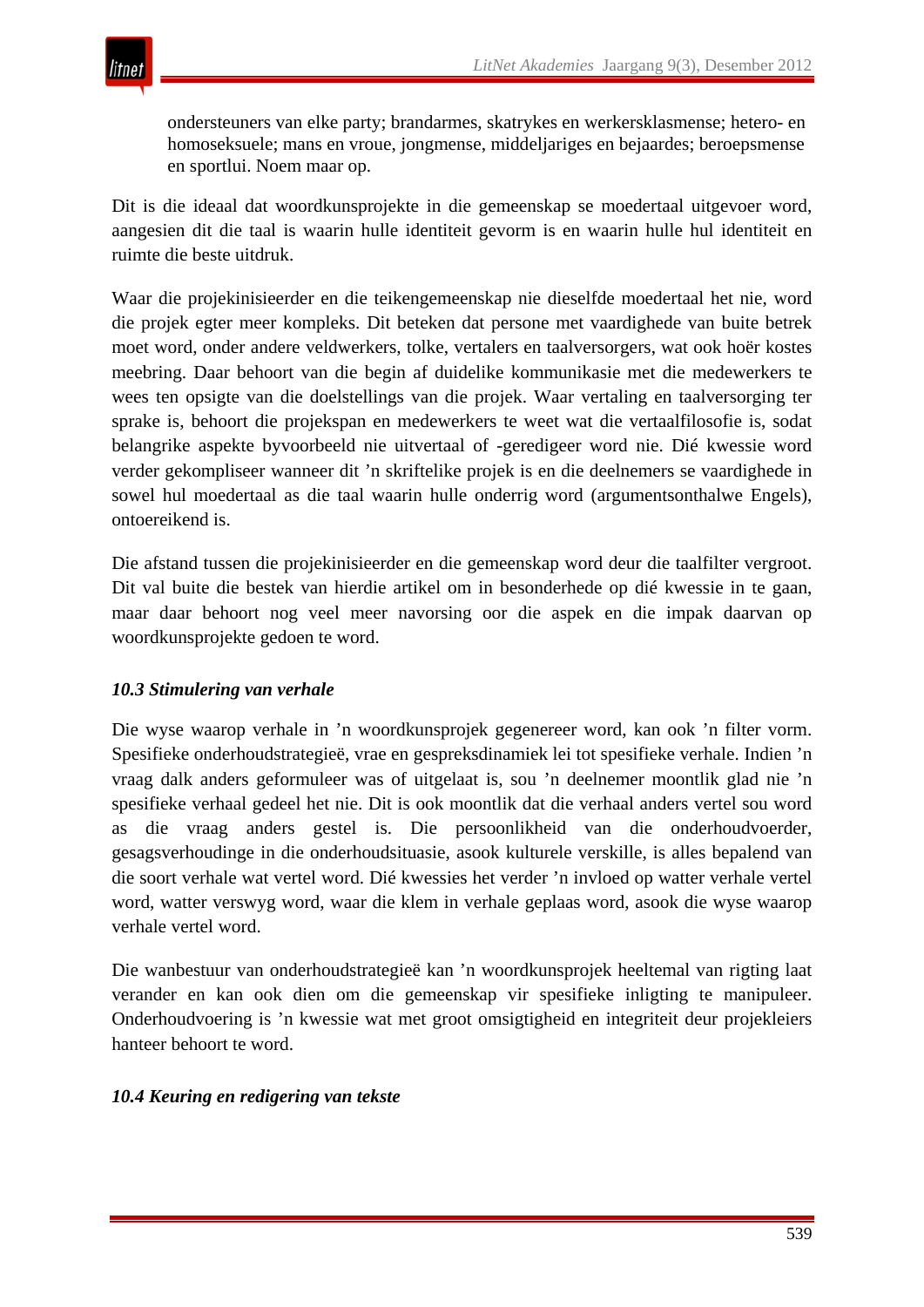ondersteuners van elke party; brandarmes, skatrykes en werkersklasmense; hetero- en homoseksuele; mans en vroue, jongmense, middeljariges en bejaardes; beroepsmense en sportlui. Noem maar op.

Dit is die ideaal dat woordkunsprojekte in die gemeenskap se moedertaal uitgevoer word, aangesien dit die taal is waarin hulle identiteit gevorm is en waarin hulle hul identiteit en ruimte die beste uitdruk.

Waar die projekinisieerder en die teikengemeenskap nie dieselfde moedertaal het nie, word die projek egter meer kompleks. Dit beteken dat persone met vaardighede van buite betrek moet word, onder andere veldwerkers, tolke, vertalers en taalversorgers, wat ook hoër kostes meebring. Daar behoort van die begin af duidelike kommunikasie met die medewerkers te wees ten opsigte van die doelstellings van die projek. Waar vertaling en taalversorging ter sprake is, behoort die projekspan en medewerkers te weet wat die vertaalfilosofie is, sodat belangrike aspekte byvoorbeeld nie uitvertaal of -geredigeer word nie. Dié kwessie word verder gekompliseer wanneer dit ’n skriftelike projek is en die deelnemers se vaardighede in sowel hul moedertaal as die taal waarin hulle onderrig word (argumentsonthalwe Engels), ontoereikend is.

Die afstand tussen die projekinisieerder en die gemeenskap word deur die taalfilter vergroot. Dit val buite die bestek van hierdie artikel om in besonderhede op dié kwessie in te gaan, maar daar behoort nog veel meer navorsing oor die aspek en die impak daarvan op woordkunsprojekte gedoen te word.

### *10.3 Stimulering van verhale*

Die wyse waarop verhale in ’n woordkunsprojek gegenereer word, kan ook ’n filter vorm. Spesifieke onderhoudstrategieë, vrae en gespreksdinamiek lei tot spesifieke verhale. Indien ’n vraag dalk anders geformuleer was of uitgelaat is, sou ’n deelnemer moontlik glad nie ’n spesifieke verhaal gedeel het nie. Dit is ook moontlik dat die verhaal anders vertel sou word as die vraag anders gestel is. Die persoonlikheid van die onderhoudvoerder, gesagsverhoudinge in die onderhoudsituasie, asook kulturele verskille, is alles bepalend van die soort verhale wat vertel word. Dié kwessies het verder ’n invloed op watter verhale vertel word, watter verswyg word, waar die klem in verhale geplaas word, asook die wyse waarop verhale vertel word.

Die wanbestuur van onderhoudstrategieë kan ’n woordkunsprojek heeltemal van rigting laat verander en kan ook dien om die gemeenskap vir spesifieke inligting te manipuleer. Onderhoudvoering is ’n kwessie wat met groot omsigtigheid en integriteit deur projekleiers hanteer behoort te word.

### *10.4 Keuring en redigering van tekste*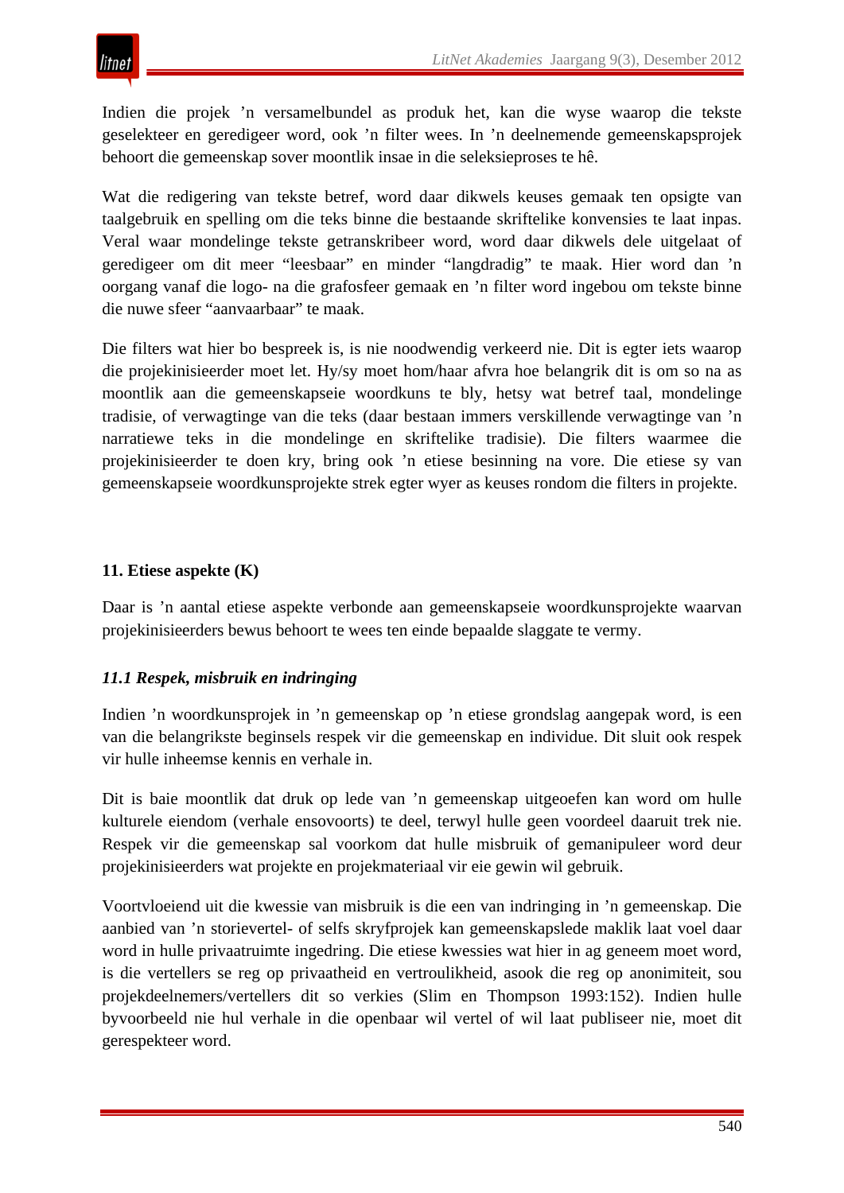Indien die projek ’n versamelbundel as produk het, kan die wyse waarop die tekste geselekteer en geredigeer word, ook ’n filter wees. In ’n deelnemende gemeenskapsprojek behoort die gemeenskap sover moontlik insae in die seleksieproses te hê.

Wat die redigering van tekste betref, word daar dikwels keuses gemaak ten opsigte van taalgebruik en spelling om die teks binne die bestaande skriftelike konvensies te laat inpas. Veral waar mondelinge tekste getranskribeer word, word daar dikwels dele uitgelaat of geredigeer om dit meer “leesbaar” en minder “langdradig” te maak. Hier word dan ’n oorgang vanaf die logo- na die grafosfeer gemaak en ’n filter word ingebou om tekste binne die nuwe sfeer “aanvaarbaar” te maak.

Die filters wat hier bo bespreek is, is nie noodwendig verkeerd nie. Dit is egter iets waarop die projekinisieerder moet let. Hy/sy moet hom/haar afvra hoe belangrik dit is om so na as moontlik aan die gemeenskapseie woordkuns te bly, hetsy wat betref taal, mondelinge tradisie, of verwagtinge van die teks (daar bestaan immers verskillende verwagtinge van ’n narratiewe teks in die mondelinge en skriftelike tradisie). Die filters waarmee die projekinisieerder te doen kry, bring ook ’n etiese besinning na vore. Die etiese sy van gemeenskapseie woordkunsprojekte strek egter wyer as keuses rondom die filters in projekte.

## 11. Etiese aspekte (K)

Daar is ’n aantal etiese aspekte verbonde aan gemeenskapseie woordkunsprojekte waarvan projekinisieerders bewus behoort te wees ten einde bepaalde slaggate te vermy.

### *11.1 Respek, misbruik en indringing*

Indien ’n woordkunsprojek in ’n gemeenskap op ’n etiese grondslag aangepak word, is een van die belangrikste beginsels respek vir die gemeenskap en individue. Dit sluit ook respek vir hulle inheemse kennis en verhale in.

Dit is baie moontlik dat druk op lede van ’n gemeenskap uitgeoefen kan word om hulle kulturele eiendom (verhale ensovoorts) te deel, terwyl hulle geen voordeel daaruit trek nie. Respek vir die gemeenskap sal voorkom dat hulle misbruik of gemanipuleer word deur projekinisieerders wat projekte en projekmateriaal vir eie gewin wil gebruik.

Voortvloeiend uit die kwessie van misbruik is die een van indringing in ’n gemeenskap. Die aanbied van ’n storievertel- of selfs skryfprojek kan gemeenskapslede maklik laat voel daar word in hulle privaatruimte ingedring. Die etiese kwessies wat hier in ag geneem moet word, is die vertellers se reg op privaatheid en vertroulikheid, asook die reg op anonimiteit, sou projekdeelnemers/vertellers dit so verkies (Slim en Thompson 1993:152). Indien hulle byvoorbeeld nie hul verhale in die openbaar wil vertel of wil laat publiseer nie, moet dit gerespekteer word.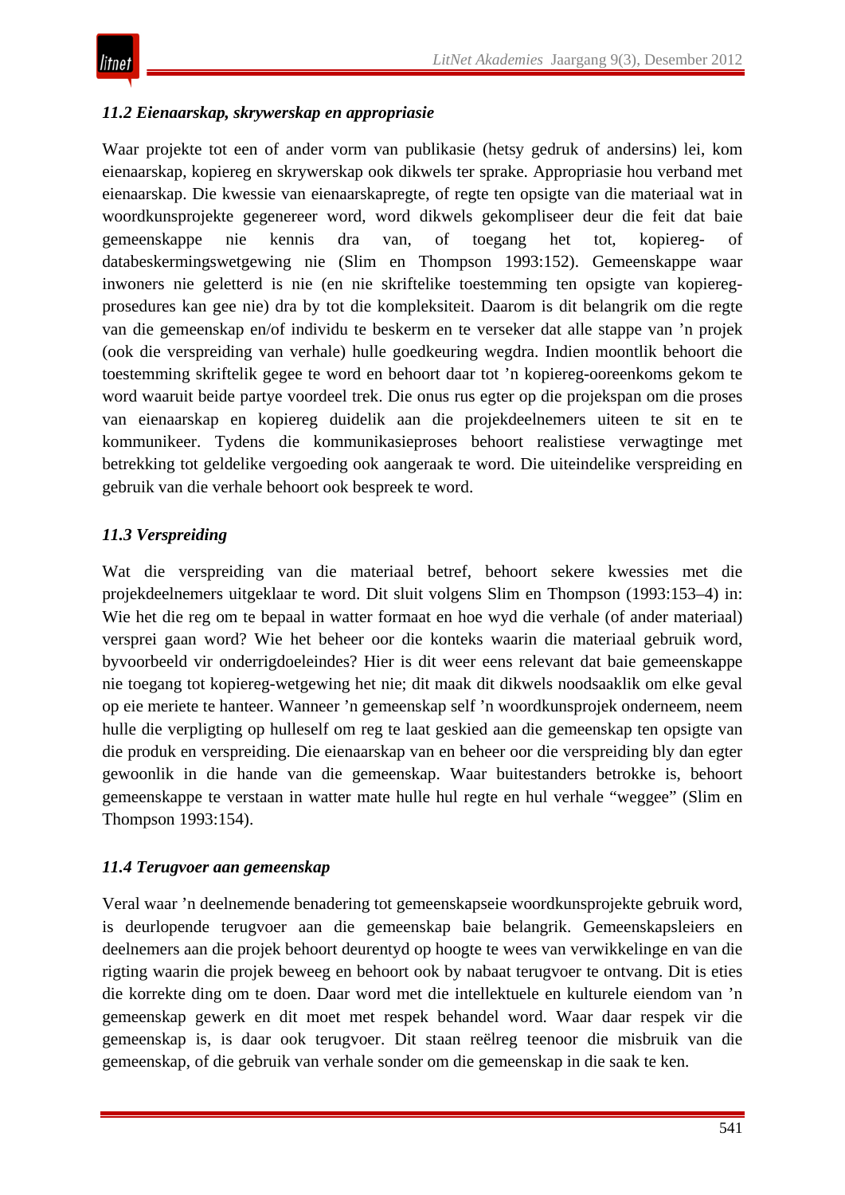### *11.2 Eienaarskap, skrywerskap en appropriasie*

Waar projekte tot een of ander vorm van publikasie (hetsy gedruk of andersins) lei, kom eienaarskap, kopiereg en skrywerskap ook dikwels ter sprake. Appropriasie hou verband met eienaarskap. Die kwessie van eienaarskapregte, of regte ten opsigte van die materiaal wat in woordkunsprojekte gegenereer word, word dikwels gekompliseer deur die feit dat baie gemeenskappe nie kennis dra van, of toegang het tot, kopiereg- of databeskermingswetgewing nie (Slim en Thompson 1993:152). Gemeenskappe waar inwoners nie geletterd is nie (en nie skriftelike toestemming ten opsigte van kopiereg-prosedures kan gee nie) dra by tot die kompleksiteit. Daarom is dit belangrik om die regte van die gemeenskap en/of individu te beskerm en te verseker dat alle stappe van ’n projek (ook die verspreiding van verhale) hulle goedkeuring wegdra. Indien moontlik behoort die toestemming skriftelik gegee te word en behoort daar tot ’n kopiereg-ooreenkoms gekom te word waaruit beide partye voordeel trek. Die onus rus egter op die projekspan om die proses van eienaarskap en kopiereg duidelik aan die projekdeelnemers uiteen te sit en te kommunikeer. Tydens die kommunikasieproses behoort realistiese verwagtinge met betrekking tot geldelike vergoeding ook aangeraak te word. Die uiteindelike verspreiding en gebruik van die verhale behoort ook bespreek te word.

### *11.3 Verspreiding*

Wat die verspreiding van die materiaal betref, behoort sekere kwessies met die projekdeelnemers uitgeklaar te word. Dit sluit volgens Slim en Thompson (1993:153–4) in: Wie het die reg om te bepaal in watter formaat en hoe wyd die verhale (of ander materiaal) versprei gaan word? Wie het beheer oor die konteks waarin die materiaal gebruik word, byvoorbeeld vir onderrigdoeleindes? Hier is dit weer eens relevant dat baie gemeenskappe nie toegang tot kopiereg-wetgewing het nie; dit maak dit dikwels noodsaaklik om elke geval op eie meriete te hanteer. Wanneer ’n gemeenskap self ’n woordkunsprojek onderneem, neem hulle die verpligting op hulleself om reg te laat geskied aan die gemeenskap ten opsigte van die produk en verspreiding. Die eienaarskap van en beheer oor die verspreiding bly dan egter gewoonlik in die hande van die gemeenskap. Waar buitestanders betrokke is, behoort gemeenskappe te verstaan in watter mate hulle hul regte en hul verhale “weggee” (Slim en Thompson 1993:154).

### *11.4 Terugvoer aan gemeenskap*

Veral waar ’n deelnemende benadering tot gemeenskapseie woordkunsprojekte gebruik word, is deurlopende terugvoer aan die gemeenskap baie belangrik. Gemeenskapsleiers en deelnemers aan die projek behoort deurentyd op hoogte te wees van verwikkelinge en van die rigting waarin die projek beweeg en behoort ook by nabaat terugvoer te ontvang. Dit is eties die korrekte ding om te doen. Daar word met die intellektuele en kulturele eiendom van ’n gemeenskap gewerk en dit moet met respek behandel word. Waar daar respek vir die gemeenskap is, is daar ook terugvoer. Dit staan reëlreg teenoor die misbruik van die gemeenskap, of die gebruik van verhale sonder om die gemeenskap in die saak te ken.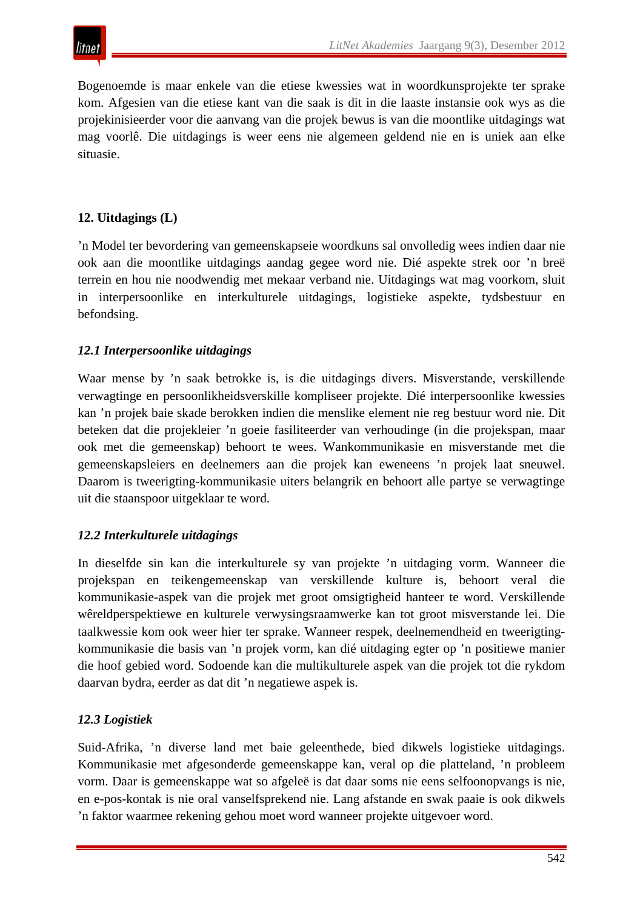Bogenoemde is maar enkele van die etiese kwessies wat in woordkunsprojekte ter sprake kom. Afgesien van die etiese kant van die saak is dit in die laaste instansie ook wys as die projekinisieerder voor die aanvang van die projek bewus is van die moontlike uitdagings wat mag voorlê. Die uitdagings is weer eens nie algemeen geldend nie en is uniek aan elke situasie.

## 12. Uitdagings (L)

’n Model ter bevordering van gemeenskapseie woordkuns sal onvolledig wees indien daar nie ook aan die moontlike uitdagings aandag gegee word nie. Dié aspekte strek oor ’n breë terrein en hou nie noodwendig met mekaar verband nie. Uitdagings wat mag voorkom, sluit in interpersoonlike en interkulturele uitdagings, logistieke aspekte, tydsbestuur en befondsing.

### *12.1 Interpersoonlike uitdagings*

Waar mense by ’n saak betrokke is, is die uitdagings divers. Misverstande, verskillende verwagtinge en persoonlikheidsverskille kompliseer projekte. Dié interpersoonlike kwessies kan ’n projek baie skade berokken indien die menslike element nie reg bestuur word nie. Dit beteken dat die projekleier ’n goeie fasiliteerder van verhoudinge (in die projekspan, maar ook met die gemeenskap) behoort te wees. Wankommunikasie en misverstande met die gemeenskapsleiers en deelnemers aan die projek kan eweneens ’n projek laat sneuwel. Daarom is tweerigting-kommunikasie uiters belangrik en behoort alle partye se verwagtinge uit die staanspoor uitgeklaar te word.

### *12.2 Interkulturele uitdagings*

In dieselfde sin kan die interkulturele sy van projekte ’n uitdaging vorm. Wanneer die projekspan en teikengemeenskap van verskillende kulture is, behoort veral die kommunikasie-aspek van die projek met groot omsigtigheid hanteer te word. Verskillende wêreldperspektiewe en kulturele verwysingsraamwerke kan tot groot misverstande lei. Die taalkwessie kom ook weer hier ter sprake. Wanneer respek, deelnemendheid en tweerigting-kommunikasie die basis van ’n projek vorm, kan dié uitdaging egter op ’n positiewe manier die hoof gebied word. Sodoende kan die multikulturele aspek van die projek tot die rykdom daarvan bydra, eerder as dat dit ’n negatiewe aspek is.

### *12.3 Logistiek*

Suid-Afrika, ’n diverse land met baie geleenthede, bied dikwels logistieke uitdagings. Kommunikasie met afgesonderde gemeenskappe kan, veral op die platteland, ’n probleem vorm. Daar is gemeenskappe wat so afgeleë is dat daar soms nie eens selfoonopvangs is nie, en e-pos-kontak is nie oral vanselfsprekend nie. Lang afstande en swak paaie is ook dikwels ’n faktor waarmee rekening gehou moet word wanneer projekte uitgevoer word.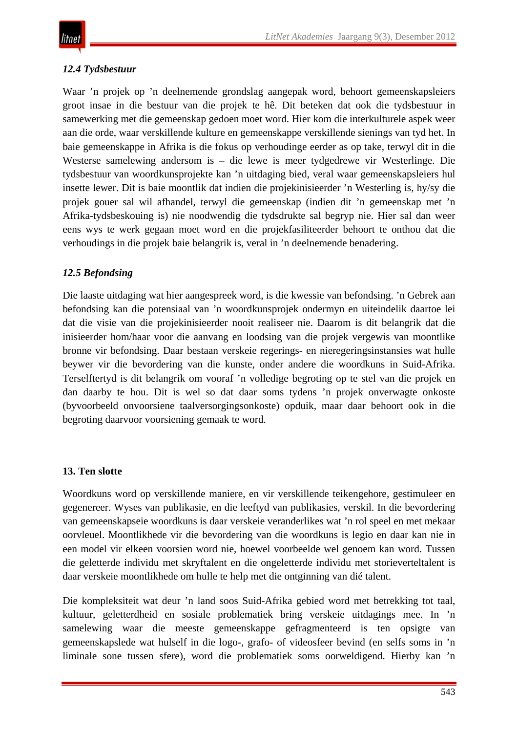### *12.4 Tydsbestuur*

Waar ’n projek op ’n deelnemende grondslag aangepak word, behoort gemeenskapsleiers groot insae in die bestuur van die projek te hê. Dit beteken dat ook die tydsbestuur in samewerking met die gemeenskap gedoen moet word. Hier kom die interkulturele aspek weer aan die orde, waar verskillende kulture en gemeenskappe verskillende sienings van tyd het. In baie gemeenskappe in Afrika is die fokus op verhoudinge eerder as op take, terwyl dit in die Westerse samelewing andersom is – die lewe is meer tydgedrewe vir Westerlinge. Die tydsbestuur van woordkunsprojekte kan ’n uitdaging bied, veral waar gemeenskapsleiers hul insette lewer. Dit is baie moontlik dat indien die projekinisieerder ’n Westerling is, hy/sy die projek gouer sal wil afhandel, terwyl die gemeenskap (indien dit ’n gemeenskap met ’n Afrika-tydsbeskouing is) nie noodwendig die tydsdrukte sal begryp nie. Hier sal dan weer eens wys te werk gegaan moet word en die projekfasiliteerder behoort te onthou dat die verhoudings in die projek baie belangrik is, veral in ’n deelnemende benadering.

### *12.5 Befondsing*

Die laaste uitdaging wat hier aangespreek word, is die kwessie van befondsing. ’n Gebrek aan befondsing kan die potensiaal van ’n woordkunsprojek ondermyn en uiteindelik daartoe lei dat die visie van die projekinisieerder nooit realiseer nie. Daarom is dit belangrik dat die inisieerder hom/haar voor die aanvang en loodsing van die projek vergewis van moontlike bronne vir befondsing. Daar bestaan verskeie regerings- en nieregeringsinstansies wat hulle beywer vir die bevordering van die kunste, onder andere die woordkuns in Suid-Afrika. Terselfdertyd is dit belangrik om vooraf ’n volledige begroting op te stel van die projek en dan daarby te hou. Dit is wel so dat daar soms tydens ’n projek onverwagte onkoste (byvoorbeeld onvoorsiene taalversorgingsonkoste) opduik, maar daar behoort ook in die begroting daarvoor voorsiening gemaak te word.

## 13. Ten slotte

Woordkuns word op verskillende maniere, en vir verskillende teikengehore, gestimuleer en gegenereer. Wyses van publikasie, en die leeftyd van publikasies, verskil. In die bevordering van gemeenskapseie woordkuns is daar verskeie veranderlikes wat ’n rol speel en met mekaar oorvleuel. Moontlikhede vir die bevordering van die woordkuns is legio en daar kan nie in een model vir elkeen voorsien word nie, hoewel voorbeelde wel genoem kan word. Tussen die geletterde individu met skryftalent en die ongeletterde individu met storieverteltalent is daar verskeie moontlikhede om hulle te help met die ontginning van dié talent.

Die kompleksiteit wat deur ’n land soos Suid-Afrika gebied word met betrekking tot taal, kultuur, geletterdheid en sosiale problematiek bring verskeie uitdagings mee. In ’n samelewing waar die meeste gemeenskappe gefragmenteerd is ten opsigte van gemeenskapslede wat hulself in die logo-, grafo- of videosfeer bevind (en selfs soms in ’n liminale sone tussen sfere), word die problematiek soms oorweldigend. Hierby kan ’n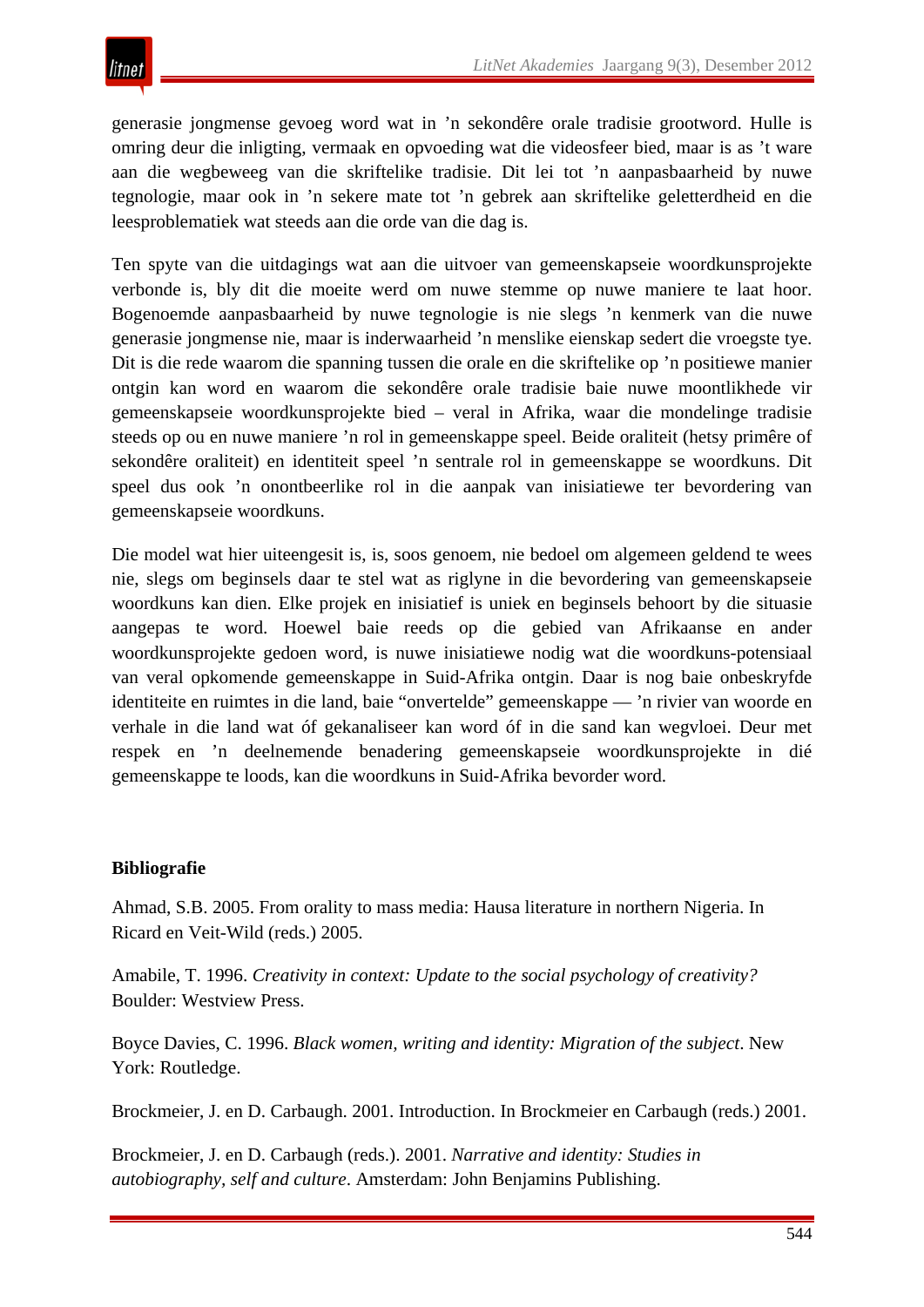generasie jongmense gevoeg word wat in ’n sekondêre orale tradisie grootword. Hulle is omring deur die inligting, vermaak en opvoeding wat die videosfeer bied, maar is as ’t ware aan die wegbeweeg van die skriftelike tradisie. Dit lei tot ’n aanpasbaarheid by nuwe tegnologie, maar ook in ’n sekere mate tot ’n gebrek aan skriftelike geletterdheid en die leesproblematiek wat steeds aan die orde van die dag is.

Ten spyte van die uitdagings wat aan die uitvoer van gemeenskapseie woordkunsprojekte verbonde is, bly dit die moeite werd om nuwe stemme op nuwe maniere te laat hoor. Bogenoemde aanpasbaarheid by nuwe tegnologie is nie slegs ’n kenmerk van die nuwe generasie jongmense nie, maar is inderwaarheid ’n menslike eienskap sedert die vroegste tye. Dit is die rede waarom die spanning tussen die orale en die skriftelike op ’n positiewe manier ontgin kan word en waarom die sekondêre orale tradisie baie nuwe moontlikhede vir gemeenskapseie woordkunsprojekte bied – veral in Afrika, waar die mondelinge tradisie steeds op ou en nuwe maniere ’n rol in gemeenskappe speel. Beide oraliteit (hetsy primêre of sekondêre oraliteit) en identiteit speel ’n sentrale rol in gemeenskappe se woordkuns. Dit speel dus ook ’n onontbeerlike rol in die aanpak van inisiatiewe ter bevordering van gemeenskapseie woordkuns.

Die model wat hier uiteengesit is, is, soos genoem, nie bedoel om algemeen geldend te wees nie, slegs om beginsels daar te stel wat as riglyne in die bevordering van gemeenskapseie woordkuns kan dien. Elke projek en inisiatief is uniek en beginsels behoort by die situasie aangepas te word. Hoewel baie reeds op die gebied van Afrikaanse en ander woordkunsprojekte gedoen word, is nuwe inisiatiewe nodig wat die woordkuns-potensiaal van veral opkomende gemeenskappe in Suid-Afrika ontgin. Daar is nog baie onbeskryfde identiteite en ruimtes in die land, baie “onvertelde” gemeenskappe — ’n rivier van woorde en verhale in die land wat óf gekanaliseer kan word óf in die sand kan wegvloei. Deur met respek en ’n deelnemende benadering gemeenskapseie woordkunsprojekte in dié gemeenskappe te loods, kan die woordkuns in Suid-Afrika bevorder word.

**Bibliografie**

Ahmad, S.B. 2005. From orality to mass media: Hausa literature in northern Nigeria. In Ricard en Veit-Wild (reds.) 2005.

Amabile, T. 1996. *Creativity in context: Update to the social psychology of creativity?* Boulder: Westview Press.

Boyce Davies, C. 1996. *Black women, writing and identity: Migration of the subject*. New York: Routledge.

Brockmeier, J. en D. Carbaugh. 2001. Introduction. In Brockmeier en Carbaugh (reds.) 2001.

Brockmeier, J. en D. Carbaugh (reds.). 2001. *Narrative and identity: Studies in autobiography, self and culture*. Amsterdam: John Benjamins Publishing.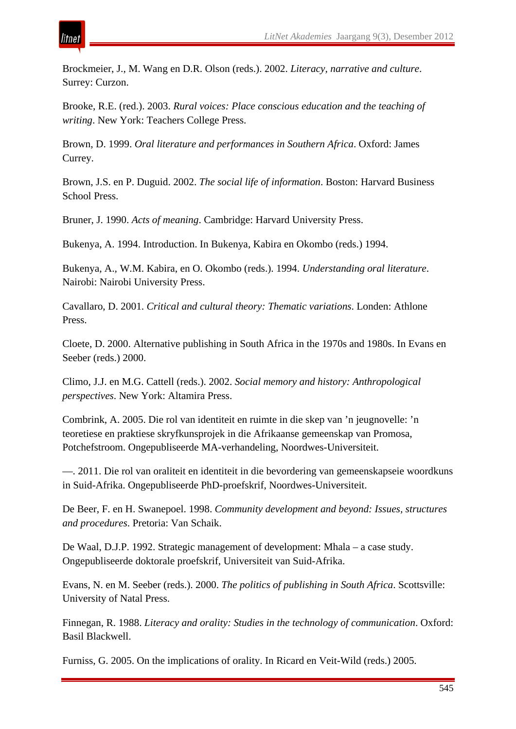Brockmeier, J., M. Wang en D.R. Olson (reds.). 2002. *Literacy, narrative and culture*. Surrey: Curzon.

Brooke, R.E. (red.). 2003. *Rural voices: Place conscious education and the teaching of writing*. New York: Teachers College Press.

Brown, D. 1999. *Oral literature and performances in Southern Africa*. Oxford: James Currey.

Brown, J.S. en P. Duguid. 2002. *The social life of information*. Boston: Harvard Business School Press.

Bruner, J. 1990. *Acts of meaning*. Cambridge: Harvard University Press.

Bukenya, A. 1994. Introduction. In Bukenya, Kabira en Okombo (reds.) 1994.

Bukenya, A., W.M. Kabira, en O. Okombo (reds.). 1994. *Understanding oral literature*. Nairobi: Nairobi University Press.

Cavallaro, D. 2001. *Critical and cultural theory: Thematic variations*. Londen: Athlone Press.

Cloete, D. 2000. Alternative publishing in South Africa in the 1970s and 1980s. In Evans en Seeber (reds.) 2000.

Climo, J.J. en M.G. Cattell (reds.). 2002. *Social memory and history: Anthropological perspectives*. New York: Altamira Press.

Combrink, A. 2005. Die rol van identiteit en ruimte in die skep van ’n jeugnovelle: ’n teoretiese en praktiese skryfkunsprojek in die Afrikaanse gemeenskap van Promosa, Potchefstroom. Ongepubliseerde MA-verhandeling, Noordwes-Universiteit.

—. 2011. Die rol van oraliteit en identiteit in die bevordering van gemeenskapseie woordkuns in Suid-Afrika. Ongepubliseerde PhD-proefskrif, Noordwes-Universiteit.

De Beer, F. en H. Swanepoel. 1998. *Community development and beyond: Issues, structures and procedures*. Pretoria: Van Schaik.

De Waal, D.J.P. 1992. Strategic management of development: Mhala – a case study. Ongepubliseerde doktorale proefskrif, Universiteit van Suid-Afrika.

Evans, N. en M. Seeber (reds.). 2000. *The politics of publishing in South Africa*. Scottsville: University of Natal Press.

Finnegan, R. 1988. *Literacy and orality: Studies in the technology of communication*. Oxford: Basil Blackwell.

Furniss, G. 2005. On the implications of orality. In Ricard en Veit-Wild (reds.) 2005.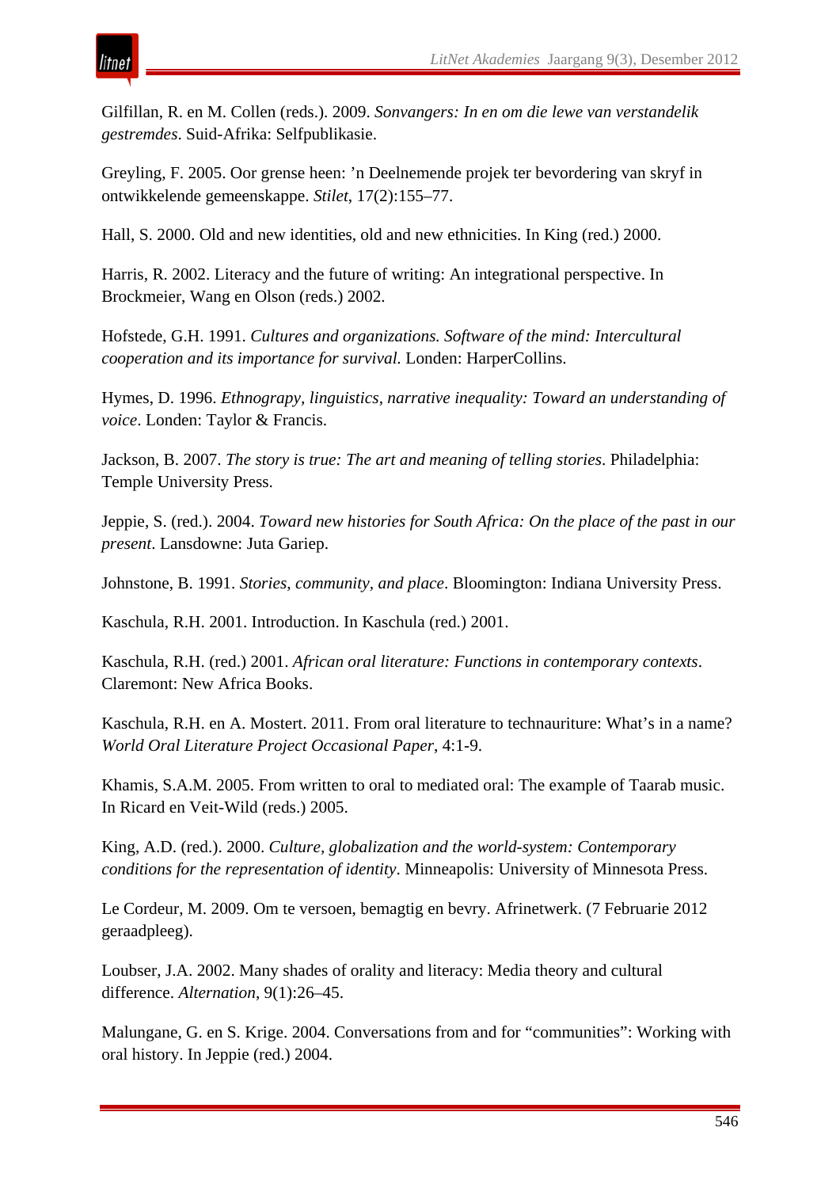Gilfillan, R. en M. Collen (reds.). 2009. *Sonvangers: In en om die lewe van verstandelik gestremdes*. Suid-Afrika: Selfpublikasie.

Greyling, F. 2005. Oor grense heen: ’n Deelnemende projek ter bevordering van skryf in ontwikkelende gemeenskappe. *Stilet*, 17(2):155–77.

Hall, S. 2000. Old and new identities, old and new ethnicities. In King (red.) 2000.

Harris, R. 2002. Literacy and the future of writing: An integrational perspective. In Brockmeier, Wang en Olson (reds.) 2002.

Hofstede, G.H. 1991. *Cultures and organizations. Software of the mind: Intercultural cooperation and its importance for survival.* Londen: HarperCollins.

Hymes, D. 1996. *Ethnograpy, linguistics, narrative inequality: Toward an understanding of voice*. Londen: Taylor & Francis.

Jackson, B. 2007. *The story is true: The art and meaning of telling stories*. Philadelphia: Temple University Press.

Jeppie, S. (red.). 2004. *Toward new histories for South Africa: On the place of the past in our present*. Lansdowne: Juta Gariep.

Johnstone, B. 1991. *Stories, community, and place*. Bloomington: Indiana University Press.

Kaschula, R.H. 2001. Introduction. In Kaschula (red.) 2001.

Kaschula, R.H. (red.) 2001. *African oral literature: Functions in contemporary contexts*. Claremont: New Africa Books.

Kaschula, R.H. en A. Mostert. 2011. From oral literature to technauriture: What’s in a name? *World Oral Literature Project Occasional Paper*, 4:1-9.

Khamis, S.A.M. 2005. From written to oral to mediated oral: The example of Taarab music. In Ricard en Veit-Wild (reds.) 2005.

King, A.D. (red.). 2000. *Culture, globalization and the world-system: Contemporary conditions for the representation of identity*. Minneapolis: University of Minnesota Press.

Le Cordeur, M. 2009. Om te versoen, bemagtig en bevry. Afrinetwerk. (7 Februarie 2012 geraadpleeg).

Loubser, J.A. 2002. Many shades of orality and literacy: Media theory and cultural difference. *Alternation*, 9(1):26–45.

Malungane, G. en S. Krige. 2004. Conversations from and for “communities”: Working with oral history. In Jeppie (red.) 2004.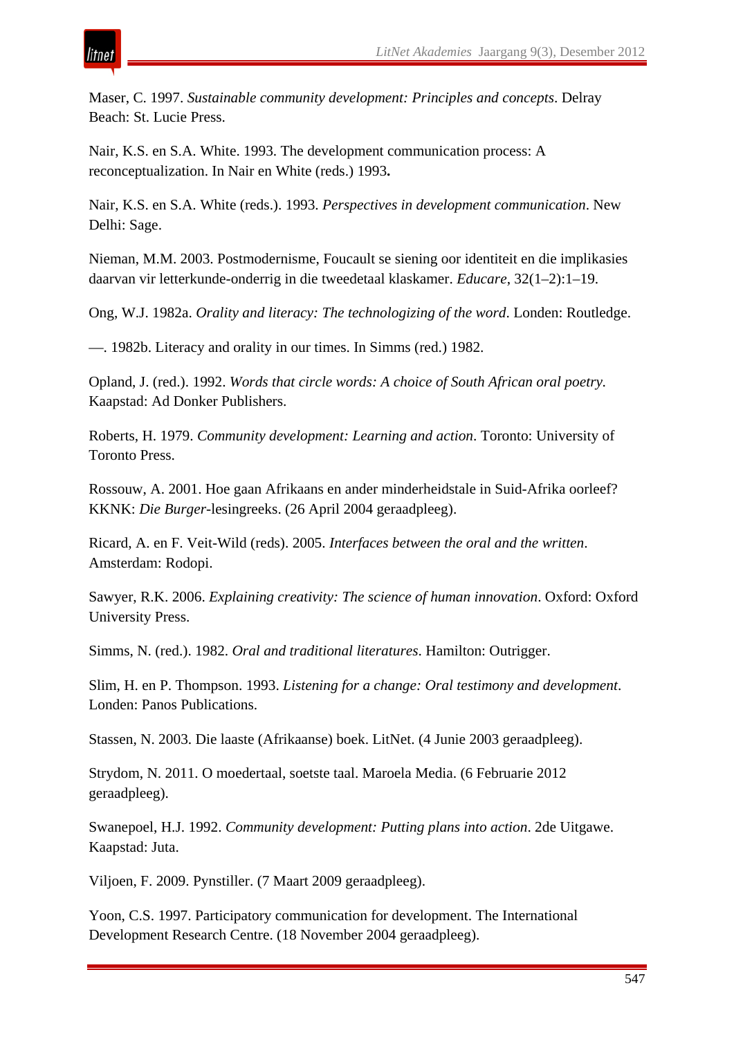Maser, C. 1997. *Sustainable community development: Principles and concepts*. Delray Beach: St. Lucie Press.

Nair, K.S. en S.A. White. 1993. The development communication process: A reconceptualization. In Nair en White (reds.) 1993**.**

Nair, K.S. en S.A. White (reds.). 1993. *Perspectives in development communication*. New Delhi: Sage.

Nieman, M.M. 2003. Postmodernisme, Foucault se siening oor identiteit en die implikasies daarvan vir letterkunde-onderrig in die tweedetaal klaskamer. *Educare*, 32(1–2):1–19.

Ong, W.J. 1982a. *Orality and literacy: The technologizing of the word*. Londen: Routledge.

—. 1982b. Literacy and orality in our times. In Simms (red.) 1982.

Opland, J. (red.). 1992. *Words that circle words: A choice of South African oral poetry*. Kaapstad: Ad Donker Publishers.

Roberts, H. 1979. *Community development: Learning and action*. Toronto: University of Toronto Press.

Rossouw, A. 2001. Hoe gaan Afrikaans en ander minderheidstale in Suid-Afrika oorleef? KKNK: *Die Burger*-lesingreeks. (26 April 2004 geraadpleeg).

Ricard, A. en F. Veit-Wild (reds). 2005. *Interfaces between the oral and the written*. Amsterdam: Rodopi.

Sawyer, R.K. 2006. *Explaining creativity: The science of human innovation*. Oxford: Oxford University Press.

Simms, N. (red.). 1982. *Oral and traditional literatures*. Hamilton: Outrigger.

Slim, H. en P. Thompson. 1993. *Listening for a change: Oral testimony and development*. Londen: Panos Publications.

Stassen, N. 2003. Die laaste (Afrikaanse) boek. LitNet. (4 Junie 2003 geraadpleeg).

Strydom, N. 2011. O moedertaal, soetste taal. Maroela Media. (6 Februarie 2012 geraadpleeg).

Swanepoel, H.J. 1992. *Community development: Putting plans into action*. 2de Uitgawe. Kaapstad: Juta.

Viljoen, F. 2009. Pynstiller. (7 Maart 2009 geraadpleeg).

Yoon, C.S. 1997. Participatory communication for development. The International Development Research Centre. (18 November 2004 geraadpleeg).